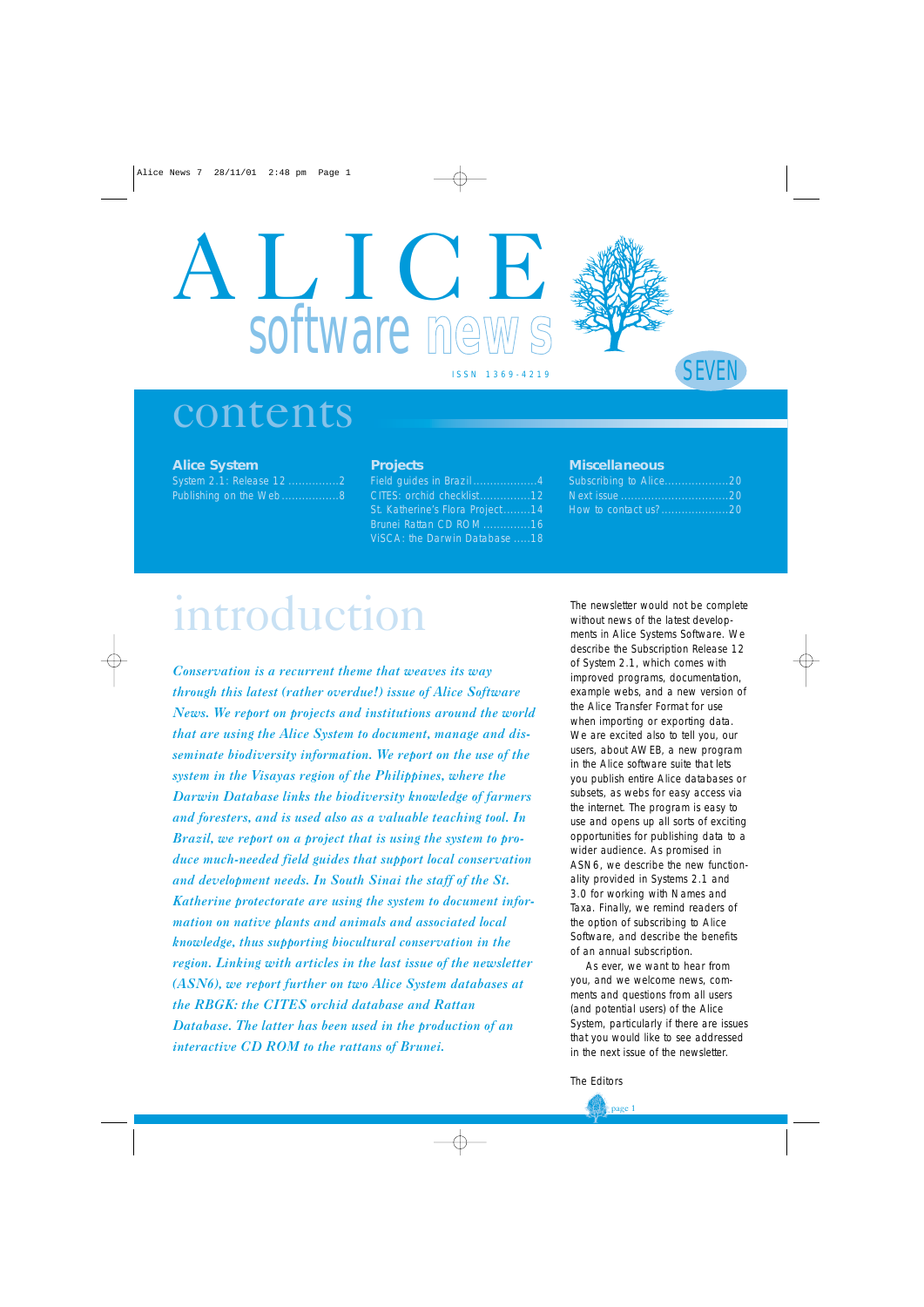# ALICE software news

ISSN 1369-4219

SEVEN

## contents

**Alice System**

- System 2.1: Release 12 ...............2
- Publishing on the Web.................8

**Projects**

- Field guides in Brazil...................4
- CITES: orchid checklist...............12
- St. Katherine's Flora Project........14
- Brunei Rattan CD ROM .............16
- ViSCA: the Darwin Database .....18

**Miscellaneous**

- Subscribing to Alice...................20
- Next issue ...............................20
- How to contact us?....................20

## introduction

*Conservation is a recurrent theme that weaves its way through this latest (rather overdue!) issue of Alice Software News. We report on projects and institutions around the world that are using the Alice System to document, manage and disseminate biodiversity information. We report on the use of the system in the Visayas region of the Philippines, where the Darwin Database links the biodiversity knowledge of farmers and foresters, and is used also as a valuable teaching tool. In Brazil, we report on a project that is using the system to produce much-needed field guides that support local conservation and development needs. In South Sinai the staff of the St. Katherine protectorate are using the system to document information on native plants and animals and associated local knowledge, thus supporting biocultural conservation in the region. Linking with articles in the last issue of the newsletter (ASN6), we report further on two Alice System databases at the RBGK: the CITES orchid database and Rattan Database. The latter has been used in the production of an interactive CD ROM to the rattans of Brunei.*

The newsletter would not be complete without news of the latest developments in Alice Systems Software. We describe the Subscription Release 12 of System 2.1, which comes with improved programs, documentation, example webs, and a new version of the Alice Transfer Format for use when importing or exporting data. We are excited also to tell you, our users, about AWEB, a new program in the Alice software suite that lets you publish entire Alice databases or subsets, as webs for easy access via the internet. The program is easy to use and opens up all sorts of exciting opportunities for publishing data to a wider audience. As promised in ASN6, we describe the new functionality provided in Systems 2.1 and 3.0 for working with Names and Taxa. Finally, we remind readers of the option of subscribing to Alice Software, and describe the benefits of an annual subscription.

As ever, we want to hear from you, and we welcome news, comments and questions from all users (and potential users) of the Alice System, particularly if there are issues that you would like to see addressed in the next issue of the newsletter.

The Editors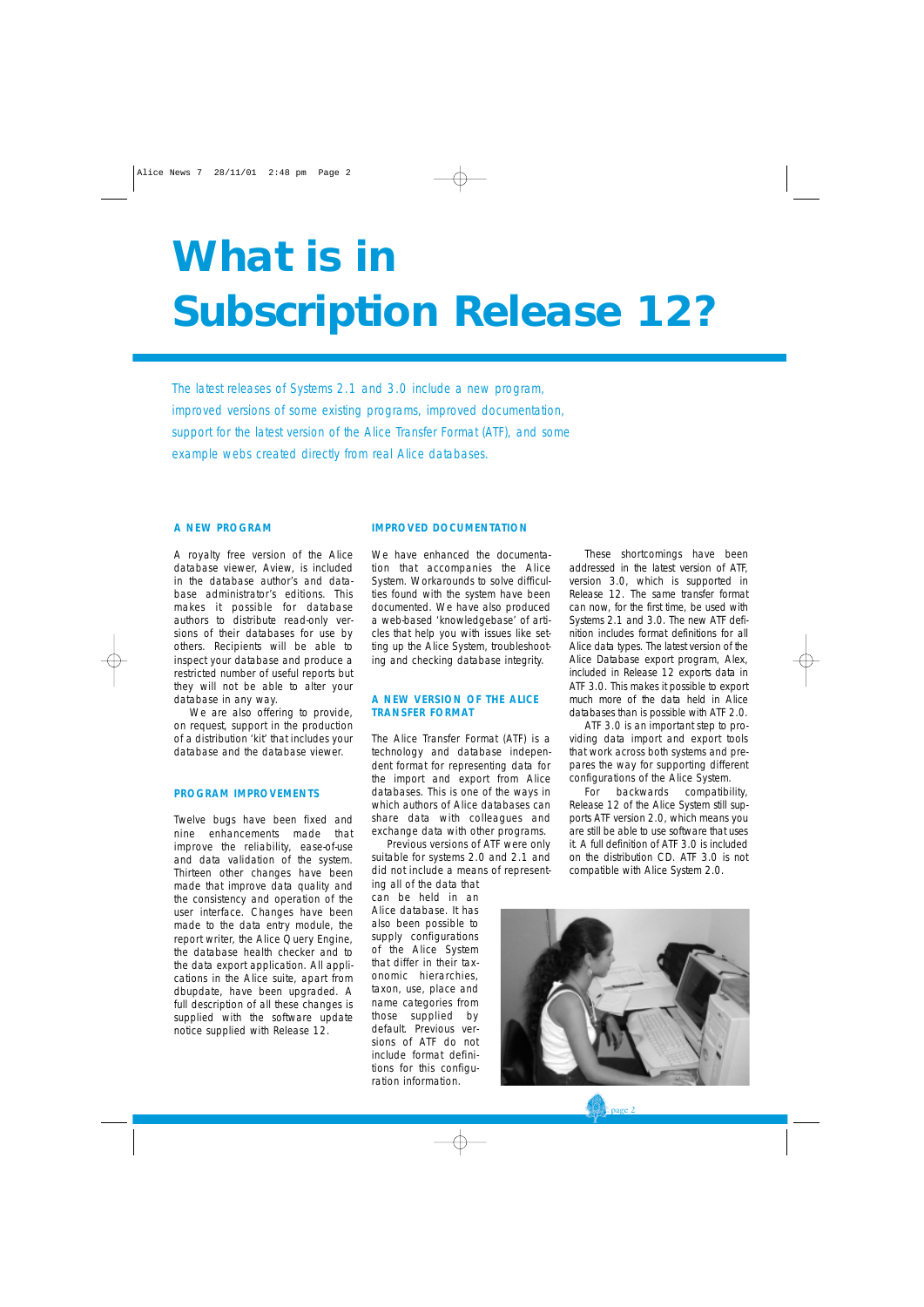# What is in Subscription Release 12?

*The latest releases of Systems 2.1 and 3.0 include a new program, improved versions of some existing programs, improved documentation, support for the latest version of the Alice Transfer Format (ATF), and some example webs created directly from real Alice databases.*

## A NEW PROGRAM

A royalty free version of the Alice database viewer, Aview, is included in the database author's and database administrator's editions. This makes it possible for database authors to distribute read-only versions of their databases for use by others. Recipients will be able to inspect your database and produce a restricted number of useful reports but they will not be able to alter your database in any way.

We are also offering to provide, on request, support in the production of a distribution 'kit' that includes your database and the database viewer.

## PROGRAM IMPROVEMENTS

Twelve bugs have been fixed and nine enhancements made that improve the reliability, ease-of-use and data validation of the system. Thirteen other changes have been made that improve data quality and the consistency and operation of the user interface. Changes have been made to the data entry module, the report writer, the Alice Query Engine, the database health checker and to the data export application. All applications in the Alice suite, apart from dbupdate, have been upgraded. A full description of all these changes is supplied with the software update notice supplied with Release 12.

## IMPROVED DOCUMENTATION

We have enhanced the documentation that accompanies the Alice System. Workarounds to solve difficulties found with the system have been documented. We have also produced a web-based 'knowledgebase' of articles that help you with issues like setting up the Alice System, troubleshooting and checking database integrity.

## A NEW VERSION OF THE ALICE TRANSFER FORMAT

The Alice Transfer Format (ATF) is a technology and database independent format for representing data for the import and export from Alice databases. This is one of the ways in which authors of Alice databases can share data with colleagues and exchange data with other programs.

Previous versions of ATF were only suitable for systems 2.0 and 2.1 and did not include a means of representing all of the data that can be held in an Alice database. It has also been possible to supply configurations of the Alice System that differ in their taxonomic hierarchies, taxon, use, place and name categories from those supplied by default. Previous versions of ATF do not include format definitions for this configuration information.

These shortcomings have been addressed in the latest version of ATF, version 3.0, which is supported in Release 12. The same transfer format can now, for the first time, be used with Systems 2.1 and 3.0. The new ATF definition includes format definitions for all Alice data types. The latest version of the Alice Database export program, Alex, included in Release 12 exports data in ATF 3.0. This makes it possible to export much more of the data held in Alice databases than is possible with ATF 2.0.

ATF 3.0 is an important step to providing data import and export tools that work across both systems and prepares the way for supporting different configurations of the Alice System.

For backwards compatibility, Release 12 of the Alice System still supports ATF version 2.0, which means you are still be able to use software that uses it. A full definition of ATF 3.0 is included on the distribution CD. ATF 3.0 is not compatible with Alice System 2.0.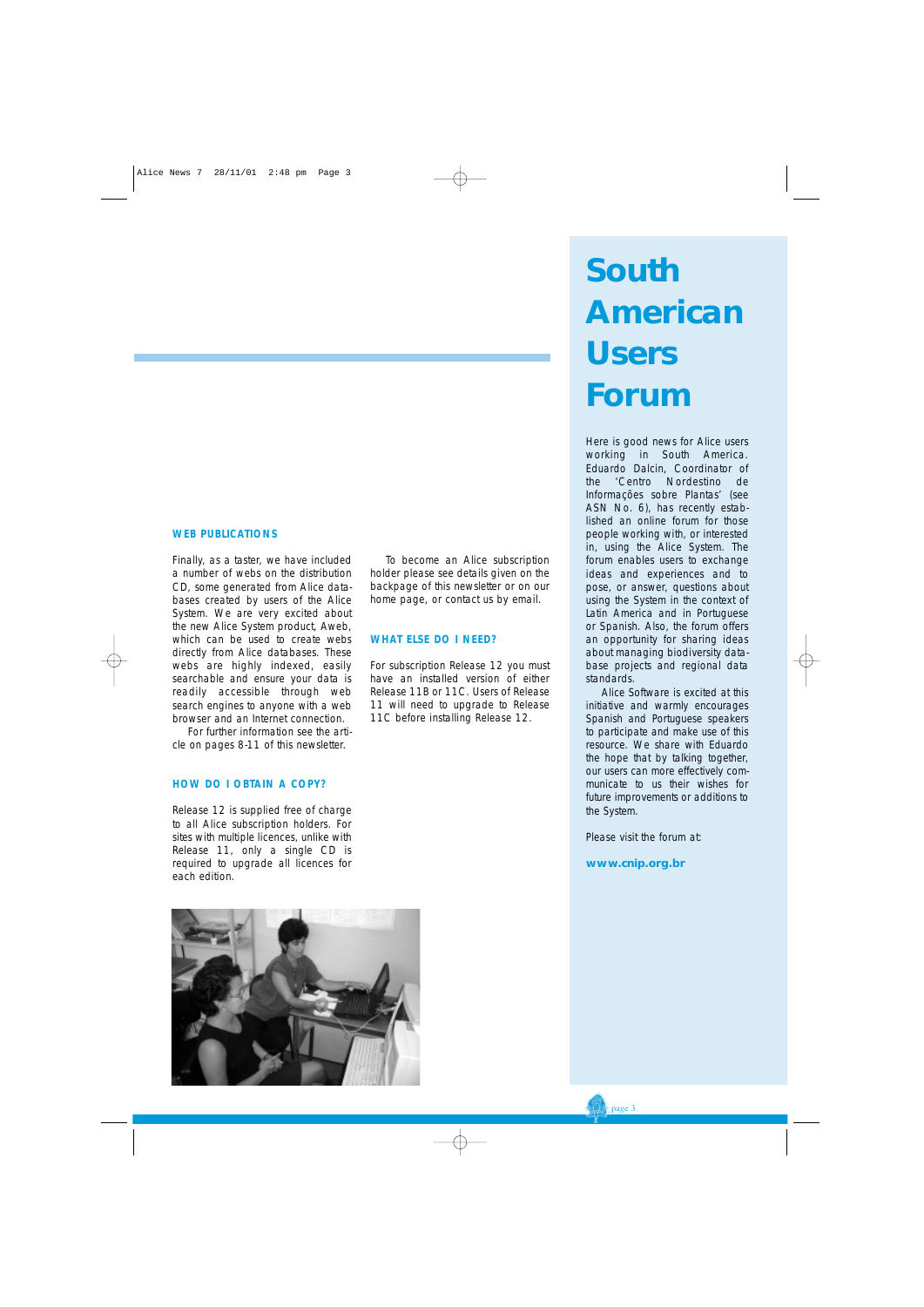## WEB PUBLICATIONS

Finally, as a taster, we have included a number of webs on the distribution CD, some generated from Alice databases created by users of the Alice System. We are very excited about the new Alice System product, Aweb, which can be used to create webs directly from Alice databases. These webs are highly indexed, easily searchable and ensure your data is readily accessible through web search engines to anyone with a web browser and an Internet connection.

For further information see the article on pages 8-11 of this newsletter.

## HOW DO I OBTAIN A COPY?

Release 12 is supplied free of charge to all Alice subscription holders. For sites with multiple licences, unlike with Release 11, only a single CD is required to upgrade all licences for each edition.

To become an Alice subscription holder please see details given on the backpage of this newsletter or on our home page, or contact us by email.

## WHAT ELSE DO I NEED?

For subscription Release 12 you must have an installed version of either Release 11B or 11C. Users of Release 11 will need to upgrade to Release 11C before installing Release 12.

# South American Users Forum

Here is good news for Alice users working in South America. Eduardo Dalcin, Coordinator of the 'Centro Nordestino de Informações sobre Plantas' (see ASN No. 6), has recently established an online forum for those people working with, or interested in, using the Alice System. The forum enables users to exchange ideas and experiences and to pose, or answer, questions about using the System in the context of Latin America and in Portuguese or Spanish. Also, the forum offers an opportunity for sharing ideas about managing biodiversity database projects and regional data standards.

Alice Software is excited at this initiative and warmly encourages Spanish and Portuguese speakers to participate and make use of this resource. We share with Eduardo the hope that by talking together, our users can more effectively communicate to us their wishes for future improvements or additions to the System.

Please visit the forum at:

**www.cnip.org.br**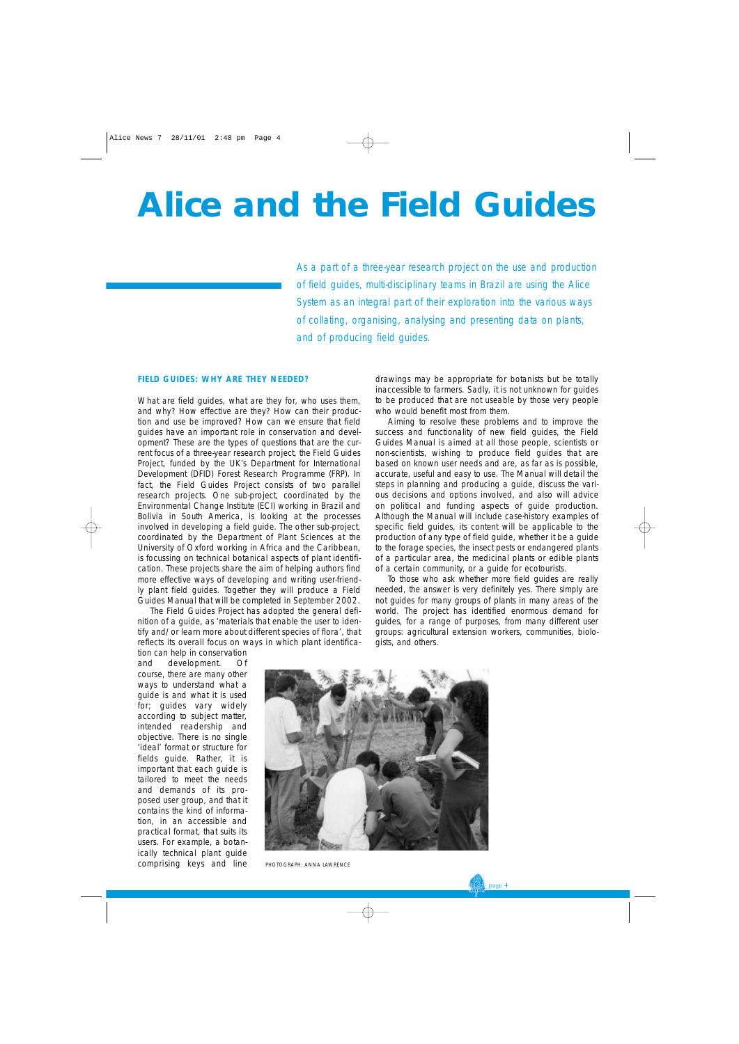# Alice and the Field Guides

*As a part of a three-year research project on the use and production of field guides, multi-disciplinary teams in Brazil are using the Alice System as an integral part of their exploration into the various ways of collating, organising, analysing and presenting data on plants, and of producing field guides.*

### FIELD GUIDES: WHY ARE THEY NEEDED?

What are field guides, what are they for, who uses them, and why? How effective are they? How can their production and use be improved? How can we ensure that field guides have an important role in conservation and development? These are the types of questions that are the current focus of a three-year research project, the Field Guides Project, funded by the UK's Department for International Development (DFID) Forest Research Programme (FRP). In fact, the Field Guides Project consists of two parallel research projects. One sub-project, coordinated by the Environmental Change Institute (ECI) working in Brazil and Bolivia in South America, is looking at the processes involved in developing a field guide. The other sub-project, coordinated by the Department of Plant Sciences at the University of Oxford working in Africa and the Caribbean, is focussing on technical botanical aspects of plant identification. These projects share the aim of helping authors find more effective ways of developing and writing user-friendly plant field guides. Together they will produce a Field Guides Manual that will be completed in September 2002.

The Field Guides Project has adopted the general definition of a guide, as 'materials that enable the user to identify and/or learn more about different species of flora', that reflects its overall focus on ways in which plant identification can help in conservation and development. Of course, there are many other ways to understand what a guide is and what it is used for; guides vary widely according to subject matter, intended readership and objective. There is no single 'ideal' format or structure for fields guide. Rather, it is important that each guide is tailored to meet the needs and demands of its proposed user group, and that it contains the kind of information, in an accessible and practical format, that suits its users. For example, a botanically technical plant guide comprising keys and line drawings may be appropriate for botanists but be totally inaccessible to farmers. Sadly, it is not unknown for guides to be produced that are not useable by those very people who would benefit most from them.

Aiming to resolve these problems and to improve the success and functionality of new field guides, the Field Guides Manual is aimed at all those people, scientists or non-scientists, wishing to produce field guides that are based on known user needs and are, as far as is possible, accurate, useful and easy to use. The Manual will detail the steps in planning and producing a guide, discuss the various decisions and options involved, and also will advice on political and funding aspects of guide production. Although the Manual will include case-history examples of specific field guides, its content will be applicable to the production of any type of field guide, whether it be a guide to the forage species, the insect pests or endangered plants of a particular area, the medicinal plants or edible plants of a certain community, or a guide for ecotourists.

To those who ask whether more field guides are really needed, the answer is very definitely yes. There simply are not guides for many groups of plants in many areas of the world. The project has identified enormous demand for guides, for a range of purposes, from many different user groups: agricultural extension workers, communities, biologists, and others.

PHOTOGRAPH: ANNA LAWRENCE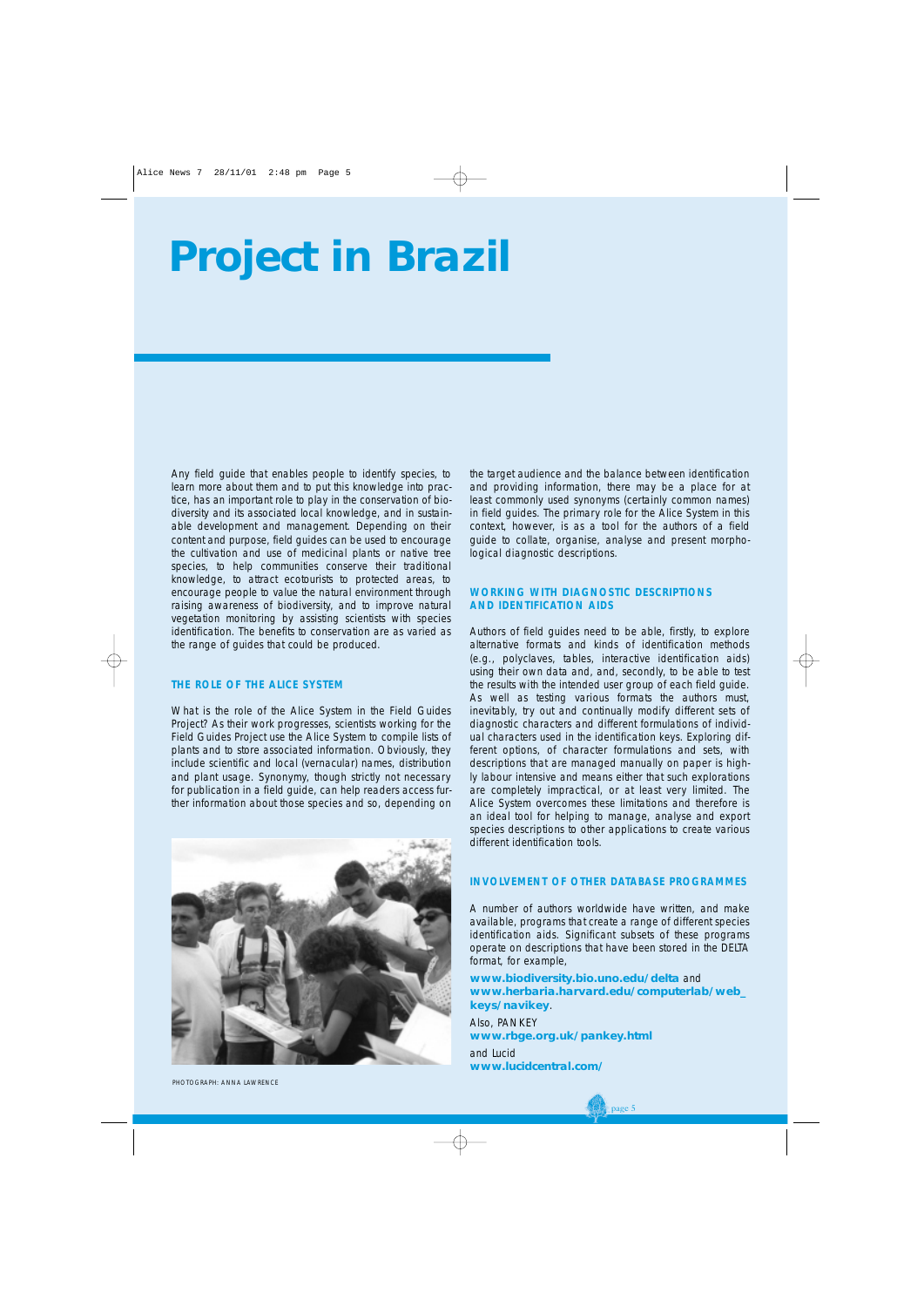# Project in Brazil

Any field guide that enables people to identify species, to learn more about them and to put this knowledge into practice, has an important role to play in the conservation of biodiversity and its associated local knowledge, and in sustainable development and management. Depending on their content and purpose, field guides can be used to encourage the cultivation and use of medicinal plants or native tree species, to help communities conserve their traditional knowledge, to attract ecotourists to protected areas, to encourage people to value the natural environment through raising awareness of biodiversity, and to improve natural vegetation monitoring by assisting scientists with species identification. The benefits to conservation are as varied as the range of guides that could be produced.

### THE ROLE OF THE ALICE SYSTEM

What is the role of the Alice System in the Field Guides Project? As their work progresses, scientists working for the Field Guides Project use the Alice System to compile lists of plants and to store associated information. Obviously, they include scientific and local (vernacular) names, distribution and plant usage. Synonymy, though strictly not necessary for publication in a field guide, can help readers access further information about those species and so, depending on the target audience and the balance between identification and providing information, there may be a place for at least commonly used synonyms (certainly common names) in field guides. The primary role for the Alice System in this context, however, is as a tool for the authors of a field guide to collate, organise, analyse and present morphological diagnostic descriptions.

PHOTOGRAPH: ANNA LAWRENCE

### WORKING WITH DIAGNOSTIC DESCRIPTIONS AND IDENTIFICATION AIDS

Authors of field guides need to be able, firstly, to explore alternative formats and kinds of identification methods (e.g., polyclaves, tables, interactive identification aids) using their own data and, and, secondly, to be able to test the results with the intended user group of each field guide. As well as testing various formats the authors must, inevitably, try out and continually modify different sets of diagnostic characters and different formulations of individual characters used in the identification keys. Exploring different options, of character formulations and sets, with descriptions that are managed manually on paper is highly labour intensive and means either that such explorations are completely impractical, or at least very limited. The Alice System overcomes these limitations and therefore is an ideal tool for helping to manage, analyse and export species descriptions to other applications to create various different identification tools.

### INVOLVEMENT OF OTHER DATABASE PROGRAMMES

A number of authors worldwide have written, and make available, programs that create a range of different species identification aids. Significant subsets of these programs operate on descriptions that have been stored in the DELTA format, for example,

**www.biodiversity.bio.uno.edu/delta** and **www.herbaria.harvard.edu/computerlab/web_keys/navikey**.

Also, PANKEY
**www.rbge.org.uk/pankey.html**

and Lucid
**www.lucidcentral.com/**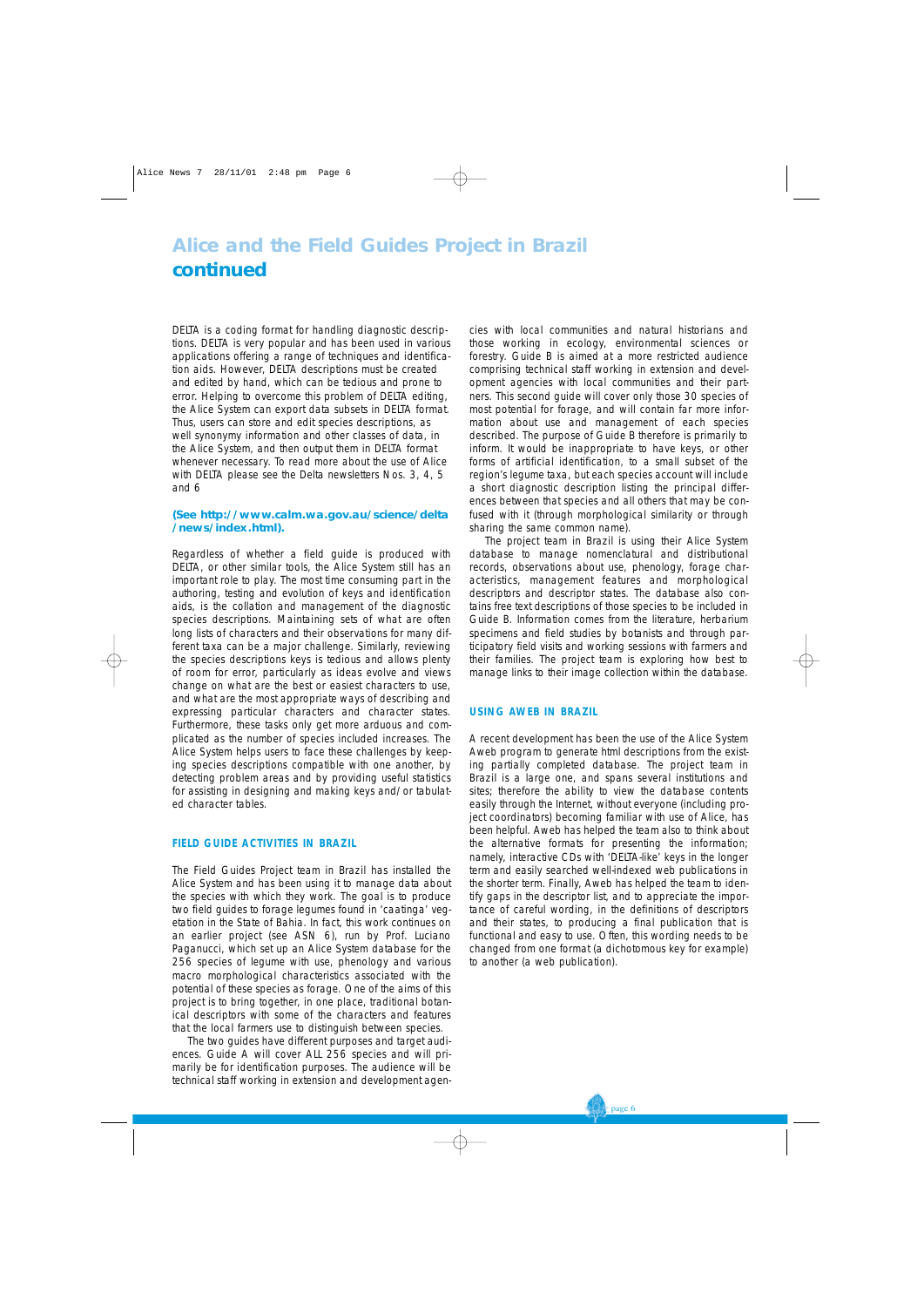# Alice and the Field Guides Project in Brazil continued

DELTA is a coding format for handling diagnostic descriptions. DELTA is very popular and has been used in various applications offering a range of techniques and identification aids. However, DELTA descriptions must be created and edited by hand, which can be tedious and prone to error. Helping to overcome this problem of DELTA editing, the Alice System can export data subsets in DELTA format. Thus, users can store and edit species descriptions, as well synonymy information and other classes of data, in the Alice System, and then output them in DELTA format whenever necessary. To read more about the use of Alice with DELTA please see the Delta newsletters Nos. 3, 4, 5 and 6

**(See http://www.calm.wa.gov.au/science/delta/news/index.html).**

Regardless of whether a field guide is produced with DELTA, or other similar tools, the Alice System still has an important role to play. The most time consuming part in the authoring, testing and evolution of keys and identification aids, is the collation and management of the diagnostic species descriptions. Maintaining sets of what are often long lists of characters and their observations for many different taxa can be a major challenge. Similarly, reviewing the species descriptions keys is tedious and allows plenty of room for error, particularly as ideas evolve and views change on what are the best or easiest characters to use, and what are the most appropriate ways of describing and expressing particular characters and character states. Furthermore, these tasks only get more arduous and complicated as the number of species included increases. The Alice System helps users to face these challenges by keeping species descriptions compatible with one another, by detecting problem areas and by providing useful statistics for assisting in designing and making keys and/or tabulated character tables.

## FIELD GUIDE ACTIVITIES IN BRAZIL

The Field Guides Project team in Brazil has installed the Alice System and has been using it to manage data about the species with which they work. The goal is to produce two field guides to forage legumes found in 'caatinga' vegetation in the State of Bahia. In fact, this work continues on an earlier project (see ASN 6), run by Prof. Luciano Paganucci, which set up an Alice System database for the 256 species of legume with use, phenology and various macro morphological characteristics associated with the potential of these species as forage. One of the aims of this project is to bring together, in one place, traditional botanical descriptors with some of the characters and features that the local farmers use to distinguish between species.

The two guides have different purposes and target audiences. Guide A will cover ALL 256 species and will primarily be for identification purposes. The audience will be technical staff working in extension and development agencies with local communities and natural historians and those working in ecology, environmental sciences or forestry. Guide B is aimed at a more restricted audience comprising technical staff working in extension and development agencies with local communities and their partners. This second guide will cover only those 30 species of most potential for forage, and will contain far more information about use and management of each species described. The purpose of Guide B therefore is primarily to inform. It would be inappropriate to have keys, or other forms of artificial identification, to a small subset of the region's legume taxa, but each species account will include a short diagnostic description listing the principal differences between that species and all others that may be confused with it (through morphological similarity or through sharing the same common name).

The project team in Brazil is using their Alice System database to manage nomenclatural and distributional records, observations about use, phenology, forage characteristics, management features and morphological descriptors and descriptor states. The database also contains free text descriptions of those species to be included in Guide B. Information comes from the literature, herbarium specimens and field studies by botanists and through participatory field visits and working sessions with farmers and their families. The project team is exploring how best to manage links to their image collection within the database.

## USING AWEB IN BRAZIL

A recent development has been the use of the Alice System Aweb program to generate html descriptions from the existing partially completed database. The project team in Brazil is a large one, and spans several institutions and sites; therefore the ability to view the database contents easily through the Internet, without everyone (including project coordinators) becoming familiar with use of Alice, has been helpful. Aweb has helped the team also to think about the alternative formats for presenting the information; namely, interactive CDs with 'DELTA-like' keys in the longer term and easily searched well-indexed web publications in the shorter term. Finally, Aweb has helped the team to identify gaps in the descriptor list, and to appreciate the importance of careful wording, in the definitions of descriptors and their states, to producing a final publication that is functional and easy to use. Often, this wording needs to be changed from one format (a dichotomous key for example) to another (a web publication).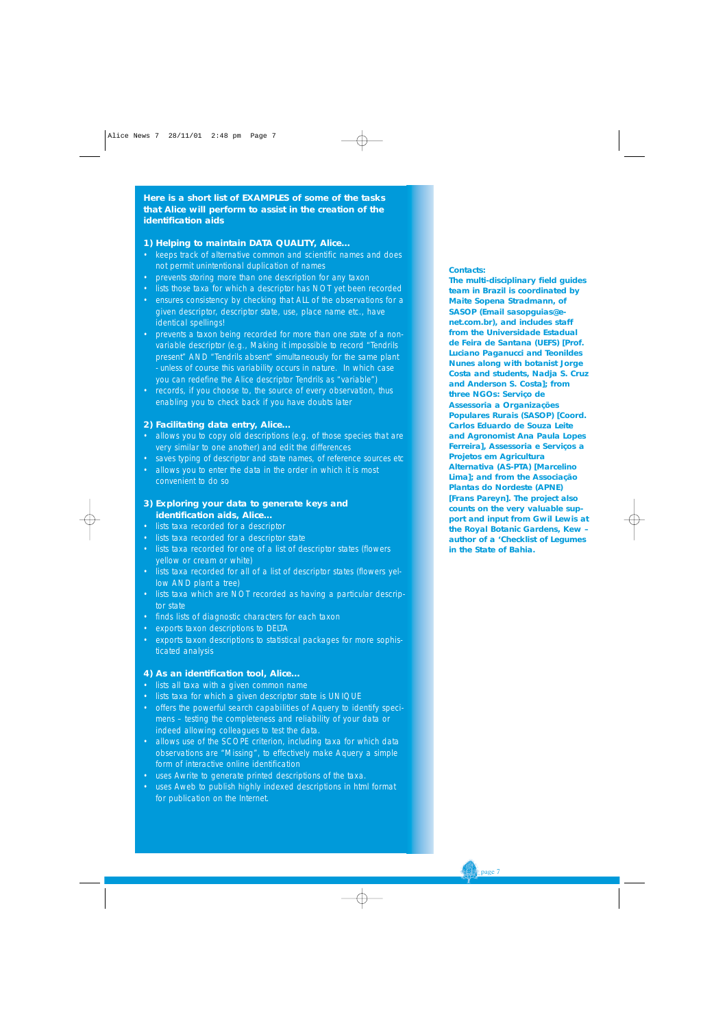**Here is a short list of EXAMPLES of some of the tasks that Alice will perform to assist in the creation of the identification aids**

**1) Helping to maintain DATA QUALITY, Alice...**

- keeps track of alternative common and scientific names and does not permit unintentional duplication of names
- prevents storing more than one description for any taxon
- lists those taxa for which a descriptor has NOT yet been recorded
- ensures consistency by checking that ALL of the observations for a given descriptor, descriptor state, use, place name etc., have identical spellings!
- prevents a taxon being recorded for more than one state of a non-variable descriptor (e.g., Making it impossible to record "Tendrils present" AND "Tendrils absent" simultaneously for the same plant - unless of course this variability occurs in nature. In which case you can redefine the Alice descriptor Tendrils as "variable")
- records, if you choose to, the source of every observation, thus enabling you to check back if you have doubts later

**2) Facilitating data entry, Alice...**

- allows you to copy old descriptions (e.g. of those species that are very similar to one another) and edit the differences
- saves typing of descriptor and state names, of reference sources etc
- allows you to enter the data in the order in which it is most convenient to do so

**3) Exploring your data to generate keys and identification aids, Alice...**

- lists taxa recorded for a descriptor
- lists taxa recorded for a descriptor state
- lists taxa recorded for one of a list of descriptor states (flowers yellow or cream or white)
- lists taxa recorded for all of a list of descriptor states (flowers yellow AND plant a tree)
- lists taxa which are NOT recorded as having a particular descriptor state
- finds lists of diagnostic characters for each taxon
- exports taxon descriptions to DELTA
- exports taxon descriptions to statistical packages for more sophisticated analysis

**4) As an identification tool, Alice...**

- lists all taxa with a given common name
- lists taxa for which a given descriptor state is UNIQUE
- offers the powerful search capabilities of Aquery to identify specimens – testing the completeness and reliability of your data or indeed allowing colleagues to test the data.
- allows use of the SCOPE criterion, including taxa for which data observations are "Missing", to effectively make Aquery a simple form of interactive online identification
- uses Awrite to generate printed descriptions of the taxa.
- uses Aweb to publish highly indexed descriptions in html format for publication on the Internet.

**Contacts:**

**The multi-disciplinary field guides team in Brazil is coordinated by Maite Sopena Stradmann, of SASOP (Email sasopguias@e-net.com.br), and includes staff from the Universidade Estadual de Feira de Santana (UEFS) [Prof. Luciano Paganucci and Teonildes Nunes along with botanist Jorge Costa and students, Nadja S. Cruz and Anderson S. Costa]; from three NGOs: Serviço de Assessoria a Organizações Populares Rurais (SASOP) [Coord. Carlos Eduardo de Souza Leite and Agronomist Ana Paula Lopes Ferreira], Assessoria e Serviços a Projetos em Agricultura Alternativa (AS-PTA) [Marcelino Lima]; and from the Associação Plantas do Nordeste (APNE) [Frans Pareyn]. The project also counts on the very valuable support and input from Gwil Lewis at the Royal Botanic Gardens, Kew – author of a 'Checklist of Legumes in the State of Bahia.**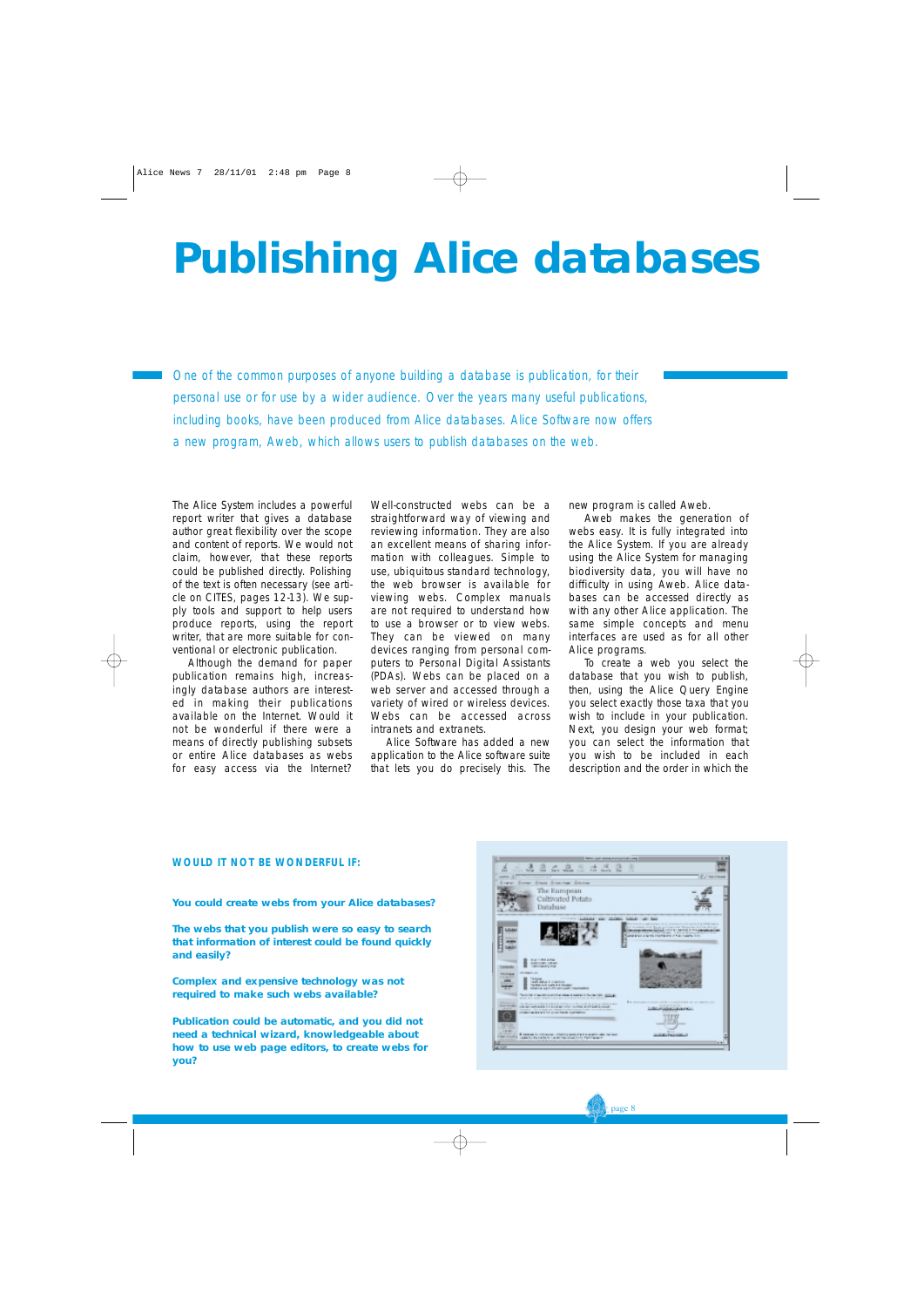# Publishing Alice databases

One of the common purposes of anyone building a database is publication, for their personal use or for use by a wider audience. Over the years many useful publications, including books, have been produced from Alice databases. Alice Software now offers a new program, Aweb, which allows users to publish databases on the web.

The Alice System includes a powerful report writer that gives a database author great flexibility over the scope and content of reports. We would not claim, however, that these reports could be published directly. Polishing of the text is often necessary (see article on CITES, pages 12-13). We supply tools and support to help users produce reports, using the report writer, that are more suitable for conventional or electronic publication.

Although the demand for paper publication remains high, increasingly database authors are interested in making their publications available on the Internet. Would it not be wonderful if there were a means of directly publishing subsets or entire Alice databases as webs for easy access via the Internet?

Well-constructed webs can be a straightforward way of viewing and reviewing information. They are also an excellent means of sharing information with colleagues. Simple to use, ubiquitous standard technology, the web browser is available for viewing webs. Complex manuals are not required to understand how to use a browser or to view webs. They can be viewed on many devices ranging from personal computers to Personal Digital Assistants (PDAs). Webs can be placed on a web server and accessed through a variety of wired or wireless devices. Webs can be accessed across intranets and extranets.

Alice Software has added a new application to the Alice software suite that lets you do precisely this. The new program is called Aweb.

Aweb makes the generation of webs easy. It is fully integrated into the Alice System. If you are already using the Alice System for managing biodiversity data, you will have no difficulty in using Aweb. Alice databases can be accessed directly as with any other Alice application. The same simple concepts and menu interfaces are used as for all other Alice programs.

To create a web you select the database that you wish to publish, then, using the Alice Query Engine you select exactly those taxa that you wish to include in your publication. Next, you design your web format; you can select the information that you wish to be included in each description and the order in which the

**WOULD IT NOT BE WONDERFUL IF:**

**You could create webs from your Alice databases?**

**The webs that you publish were so easy to search that information of interest could be found quickly and easily?**

**Complex and expensive technology was not required to make such webs available?**

**Publication could be automatic, and you did not need a technical wizard, knowledgeable about how to use web page editors, to create webs for you?**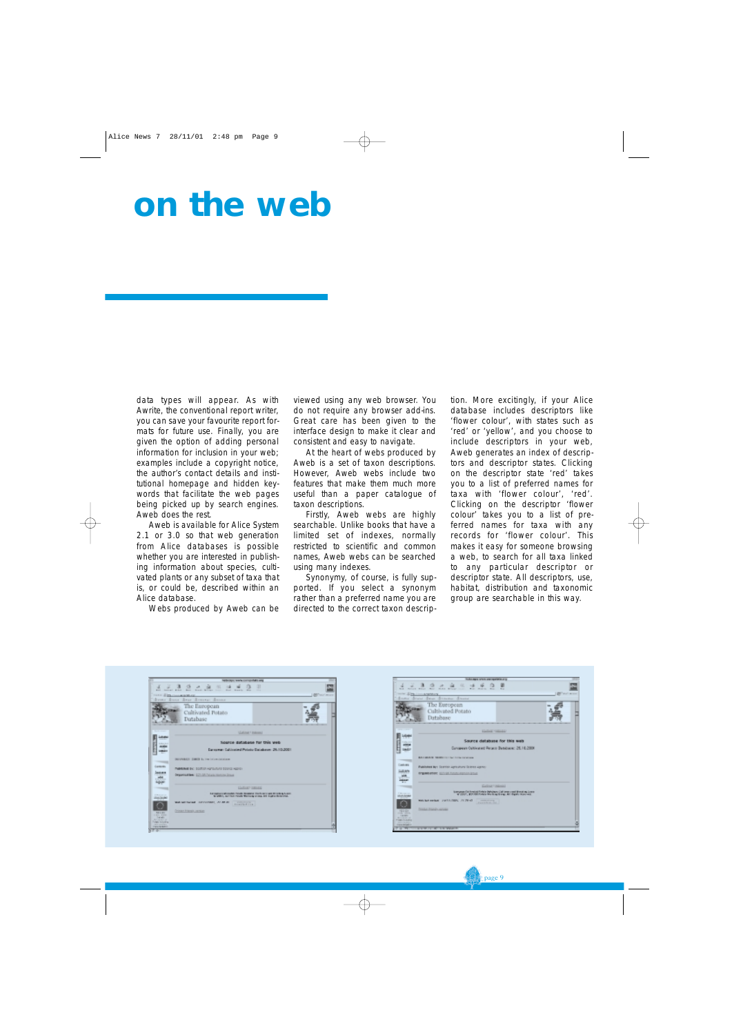# on the web

data types will appear. As with Awrite, the conventional report writer, you can save your favourite report formats for future use. Finally, you are given the option of adding personal information for inclusion in your web; examples include a copyright notice, the author's contact details and institutional homepage and hidden keywords that facilitate the web pages being picked up by search engines. Aweb does the rest.

Aweb is available for Alice System 2.1 or 3.0 so that web generation from Alice databases is possible whether you are interested in publishing information about species, cultivated plants or any subset of taxa that is, or could be, described within an Alice database.

Webs produced by Aweb can be viewed using any web browser. You do not require any browser add-ins. Great care has been given to the interface design to make it clear and consistent and easy to navigate.

At the heart of webs produced by Aweb is a set of taxon descriptions. However, Aweb webs include two features that make them much more useful than a paper catalogue of taxon descriptions.

Firstly, Aweb webs are highly searchable. Unlike books that have a limited set of indexes, normally restricted to scientific and common names, Aweb webs can be searched using many indexes.

Synonymy, of course, is fully supported. If you select a synonym rather than a preferred name you are directed to the correct taxon description. More excitingly, if your Alice database includes descriptors like 'flower colour', with states such as 'red' or 'yellow', and you choose to include descriptors in your web, Aweb generates an index of descriptors and descriptor states. Clicking on the descriptor state 'red' takes you to a list of preferred names for taxa with 'flower colour', 'red'. Clicking on the descriptor 'flower colour' takes you to a list of preferred names for taxa with any records for 'flower colour'. This makes it easy for someone browsing a web, to search for all taxa linked to any particular descriptor or descriptor state. All descriptors, use, habitat, distribution and taxonomic group are searchable in this way.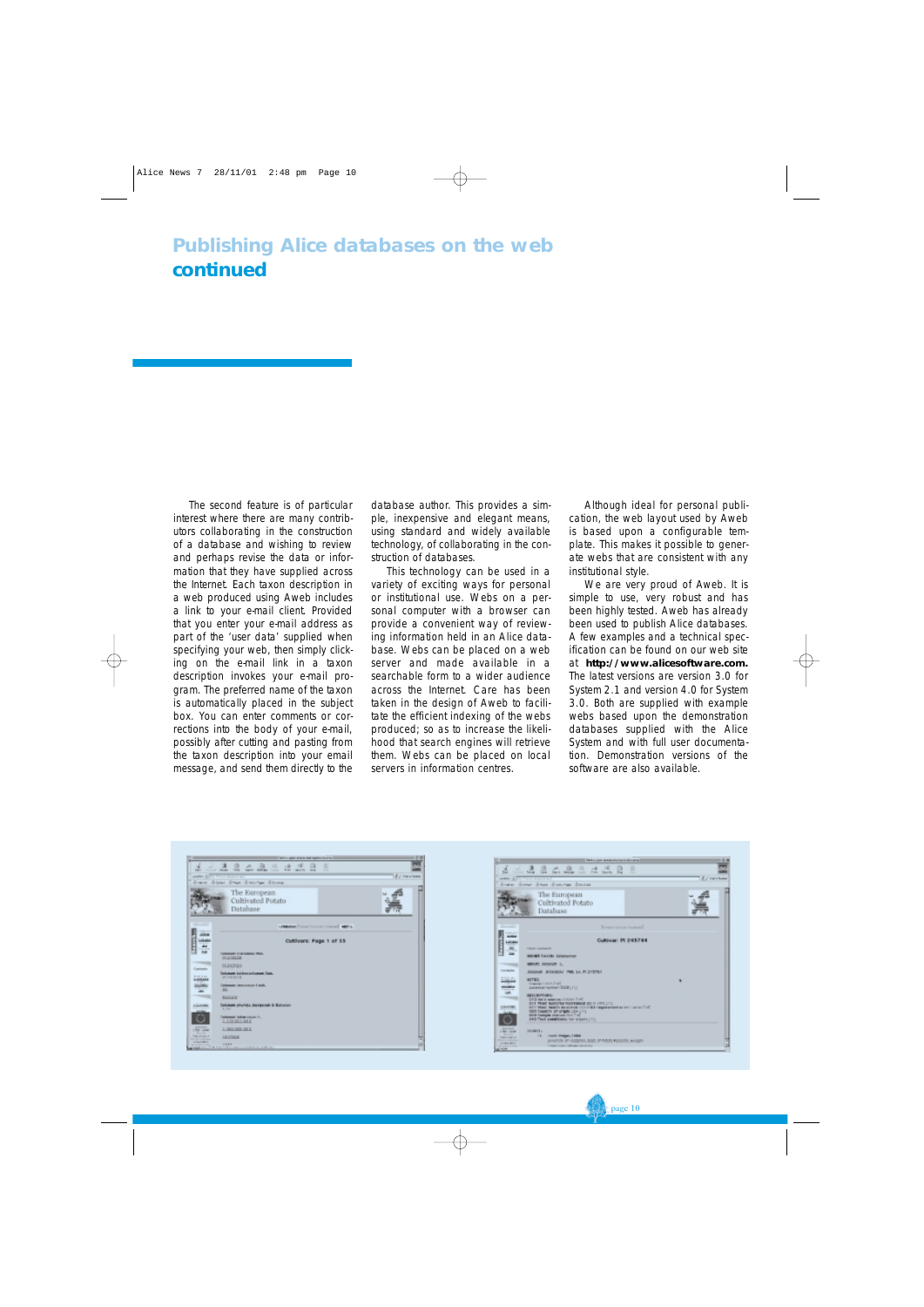# Publishing Alice databases on the web

## continued

The second feature is of particular interest where there are many contributors collaborating in the construction of a database and wishing to review and perhaps revise the data or information that they have supplied across the Internet. Each taxon description in a web produced using Aweb includes a link to your e-mail client. Provided that you enter your e-mail address as part of the 'user data' supplied when specifying your web, then simply clicking on the e-mail link in a taxon description invokes your e-mail program. The preferred name of the taxon is automatically placed in the subject box. You can enter comments or corrections into the body of your e-mail, possibly after cutting and pasting from the taxon description into your email message, and send them directly to the database author. This provides a simple, inexpensive and elegant means, using standard and widely available technology, of collaborating in the construction of databases.

This technology can be used in a variety of exciting ways for personal or institutional use. Webs on a personal computer with a browser can provide a convenient way of reviewing information held in an Alice database. Webs can be placed on a web server and made available in a searchable form to a wider audience across the Internet. Care has been taken in the design of Aweb to facilitate the efficient indexing of the webs produced; so as to increase the likelihood that search engines will retrieve them. Webs can be placed on local servers in information centres.

Although ideal for personal publication, the web layout used by Aweb is based upon a configurable template. This makes it possible to generate webs that are consistent with any institutional style.

We are very proud of Aweb. It is simple to use, very robust and has been highly tested. Aweb has already been used to publish Alice databases. A few examples and a technical specification can be found on our web site at **http://www.alicesoftware.com.** The latest versions are version 3.0 for System 2.1 and version 4.0 for System 3.0. Both are supplied with example webs based upon the demonstration databases supplied with the Alice System and with full user documentation. Demonstration versions of the software are also available.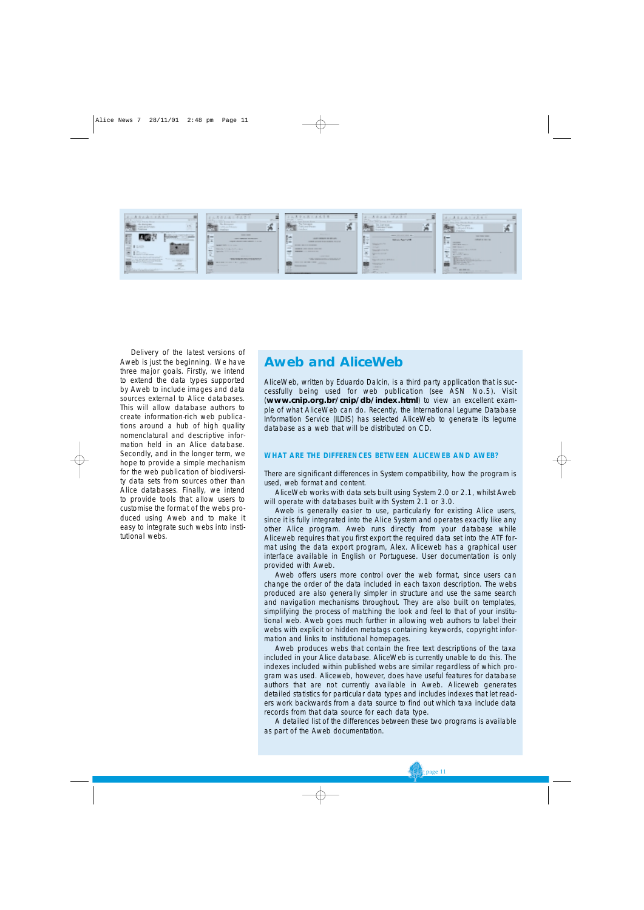Delivery of the latest versions of Aweb is just the beginning. We have three major goals. Firstly, we intend to extend the data types supported by Aweb to include images and data sources external to Alice databases. This will allow database authors to create information-rich web publications around a hub of high quality nomenclatural and descriptive information held in an Alice database. Secondly, and in the longer term, we hope to provide a simple mechanism for the web publication of biodiversity data sets from sources other than Alice databases. Finally, we intend to provide tools that allow users to customise the format of the webs produced using Aweb and to make it easy to integrate such webs into institutional webs.

## Aweb and AliceWeb

AliceWeb, written by Eduardo Dalcin, is a third party application that is successfully being used for web publication (see ASN No.5). Visit (**www.cnip.org.br/cnip/db/index.html**) to view an excellent example of what AliceWeb can do. Recently, the International Legume Database Information Service (ILDIS) has selected AliceWeb to generate its legume database as a web that will be distributed on CD.

### WHAT ARE THE DIFFERENCES BETWEEN ALICEWEB AND AWEB?

There are significant differences in System compatibility, how the program is used, web format and content.

AliceWeb works with data sets built using System 2.0 or 2.1, whilst Aweb will operate with databases built with System 2.1 or 3.0.

Aweb is generally easier to use, particularly for existing Alice users, since it is fully integrated into the Alice System and operates exactly like any other Alice program. Aweb runs directly from your database while Aliceweb requires that you first export the required data set into the ATF format using the data export program, Alex. Aliceweb has a graphical user interface available in English or Portuguese. User documentation is only provided with Aweb.

Aweb offers users more control over the web format, since users can change the order of the data included in each taxon description. The webs produced are also generally simpler in structure and use the same search and navigation mechanisms throughout. They are also built on templates, simplifying the process of matching the look and feel to that of your institutional web. Aweb goes much further in allowing web authors to label their webs with explicit or hidden metatags containing keywords, copyright information and links to institutional homepages.

Aweb produces webs that contain the free text descriptions of the taxa included in your Alice database. AliceWeb is currently unable to do this. The indexes included within published webs are similar regardless of which program was used. Aliceweb, however, does have useful features for database authors that are not currently available in Aweb. Aliceweb generates detailed statistics for particular data types and includes indexes that let readers work backwards from a data source to find out which taxa include data records from that data source for each data type.

A detailed list of the differences between these two programs is available as part of the Aweb documentation.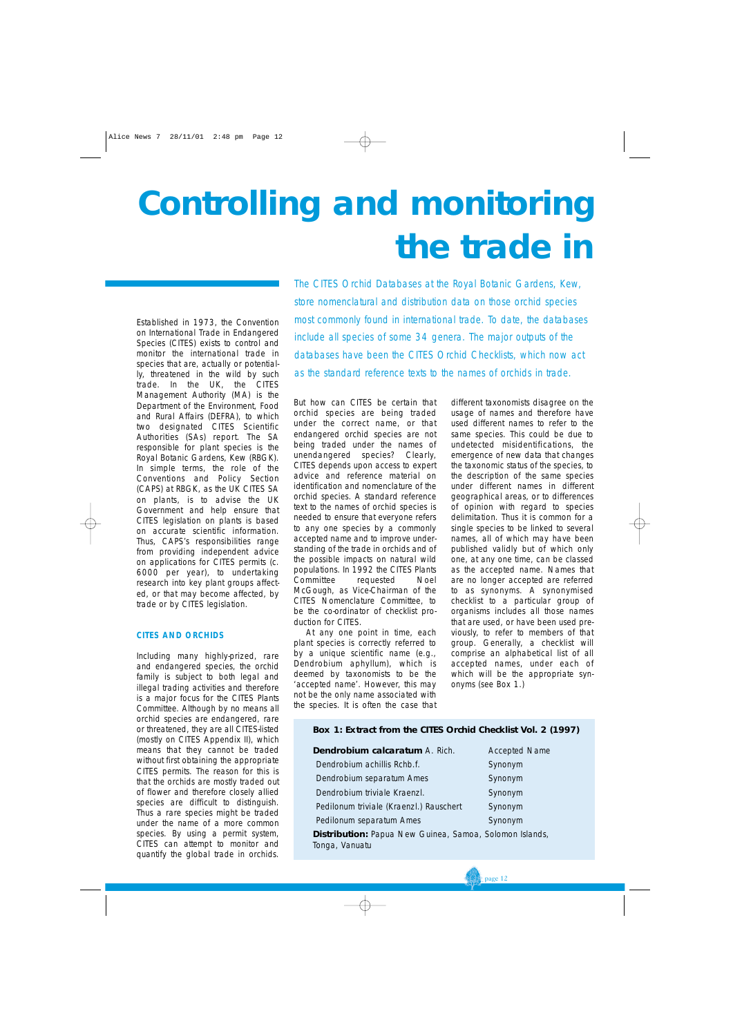# Controlling and monitoring the trade in

*The CITES Orchid Databases at the Royal Botanic Gardens, Kew, store nomenclatural and distribution data on those orchid species most commonly found in international trade. To date, the databases include all species of some 34 genera. The major outputs of the databases have been the CITES Orchid Checklists, which now act as the standard reference texts to the names of orchids in trade.*

Established in 1973, the Convention on International Trade in Endangered Species (CITES) exists to control and monitor the international trade in species that are, actually or potentially, threatened in the wild by such trade. In the UK, the CITES Management Authority (MA) is the Department of the Environment, Food and Rural Affairs (DEFRA), to which two designated CITES Scientific Authorities (SAs) report. The SA responsible for plant species is the Royal Botanic Gardens, Kew (RBGK). In simple terms, the role of the Conventions and Policy Section (CAPS) at RBGK, as the UK CITES SA on plants, is to advise the UK Government and help ensure that CITES legislation on plants is based on accurate scientific information. Thus, CAPS's responsibilities range from providing independent advice on applications for CITES permits (c. 6000 per year), to undertaking research into key plant groups affected, or that may become affected, by trade or by CITES legislation.

### CITES AND ORCHIDS

Including many highly-prized, rare and endangered species, the orchid family is subject to both legal and illegal trading activities and therefore is a major focus for the CITES Plants Committee. Although by no means all orchid species are endangered, rare or threatened, they are all CITES-listed (mostly on CITES Appendix II), which means that they cannot be traded without first obtaining the appropriate CITES permits. The reason for this is that the orchids are mostly traded out of flower and therefore closely allied species are difficult to distinguish. Thus a rare species might be traded under the name of a more common species. By using a permit system, CITES can attempt to monitor and quantify the global trade in orchids.

But how can CITES be certain that orchid species are being traded under the correct name, or that endangered orchid species are not being traded under the names of unendangered species? Clearly, CITES depends upon access to expert advice and reference material on identification and nomenclature of the orchid species. A standard reference text to the names of orchid species is needed to ensure that everyone refers to any one species by a commonly accepted name and to improve understanding of the trade in orchids and of the possible impacts on natural wild populations. In 1992 the CITES Plants Committee requested Noel McGough, as Vice-Chairman of the CITES Nomenclature Committee, to be the co-ordinator of checklist production for CITES.

At any one point in time, each plant species is correctly referred to by a unique scientific name (e.g., *Dendrobium aphyllum*), which is deemed by taxonomists to be the 'accepted name'. However, this may not be the only name associated with the species. It is often the case that different taxonomists disagree on the usage of names and therefore have used different names to refer to the same species. This could be due to undetected misidentifications, the emergence of new data that changes the taxonomic status of the species, to the description of the same species under different names in different geographical areas, or to differences of opinion with regard to species delimitation. Thus it is common for a single species to be linked to several names, all of which may have been published validly but of which only one, at any one time, can be classed as the accepted name. Names that are no longer accepted are referred to as synonyms. A synonymised checklist to a particular group of organisms includes all those names that are used, or have been used previously, to refer to members of that group. Generally, a checklist will comprise an alphabetical list of all accepted names, under each of which will be the appropriate synonyms (see Box 1.)

**Box 1: Extract from the CITES Orchid Checklist Vol. 2 (1997)**

| Name | Status |
|---|---|
| ***Dendrobium calcaratum*** A. Rich. | Accepted Name |
| *Dendrobium achillis* Rchb.f. | Synonym |
| *Dendrobium separatum* Ames | Synonym |
| *Dendrobium triviale* Kraenzl. | Synonym |
| *Pedilonum triviale* (Kraenzl.) Rauschert | Synonym |
| *Pedilonum separatum* Ames | Synonym |

**Distribution:** Papua New Guinea, Samoa, Solomon Islands, Tonga, Vanuatu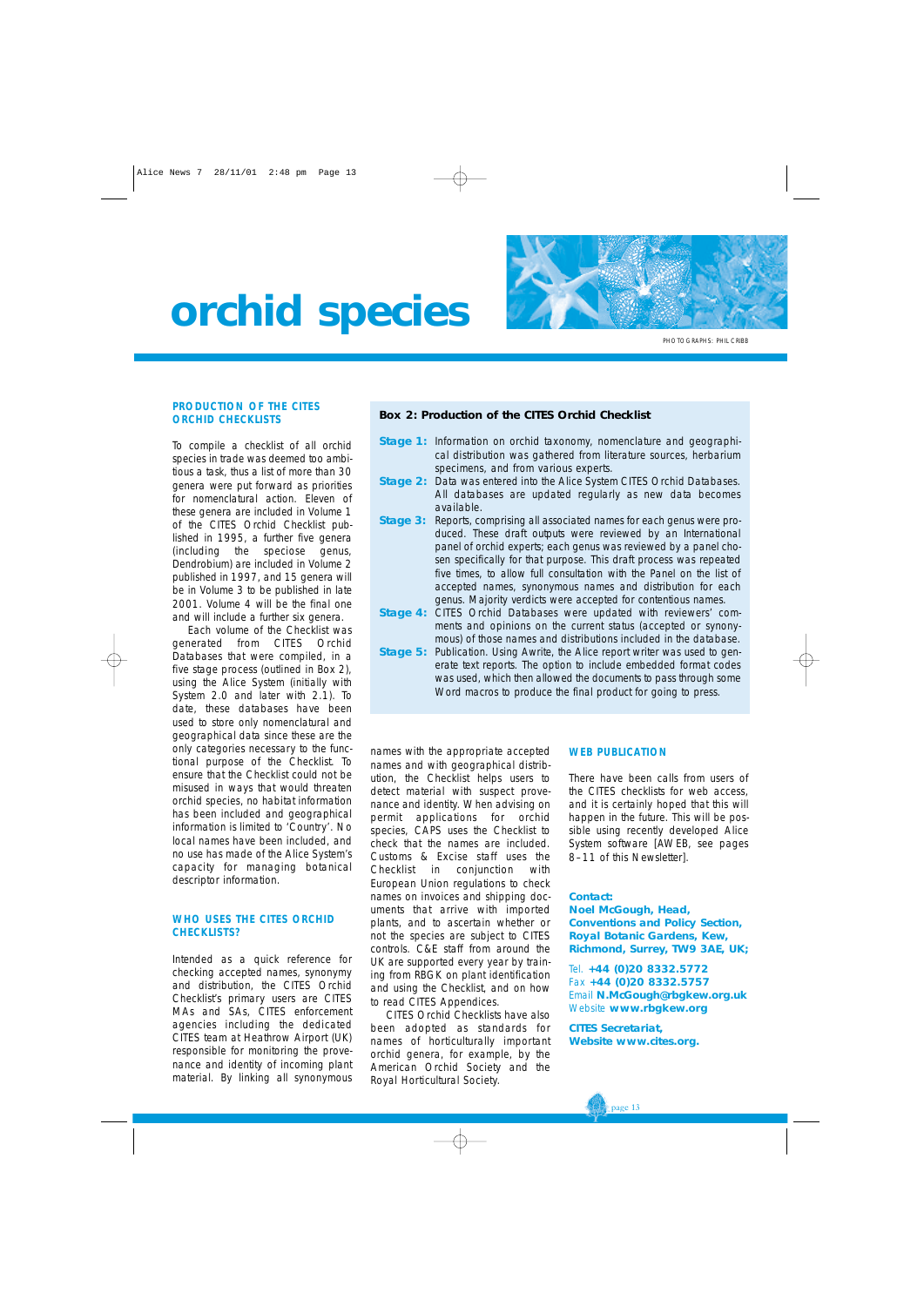# orchid species

PHOTOGRAPHS: PHIL CRIBB

## PRODUCTION OF THE CITES ORCHID CHECKLISTS

To compile a checklist of all orchid species in trade was deemed too ambitious a task, thus a list of more than 30 genera were put forward as priorities for nomenclatural action. Eleven of these genera are included in Volume 1 of the CITES Orchid Checklist published in 1995, a further five genera (including the speciose genus, Dendrobium) are included in Volume 2 published in 1997, and 15 genera will be in Volume 3 to be published in late 2001. Volume 4 will be the final one and will include a further six genera.

Each volume of the Checklist was generated from CITES Orchid Databases that were compiled, in a five stage process (outlined in Box 2), using the Alice System (initially with System 2.0 and later with 2.1). To date, these databases have been used to store only nomenclatural and geographical data since these are the only categories necessary to the functional purpose of the Checklist. To ensure that the Checklist could not be misused in ways that would threaten orchid species, no habitat information has been included and geographical information is limited to 'Country'. No local names have been included, and no use has made of the Alice System's capacity for managing botanical descriptor information.

### Box 2: Production of the CITES Orchid Checklist

**Stage 1:** Information on orchid taxonomy, nomenclature and geographical distribution was gathered from literature sources, herbarium specimens, and from various experts.

**Stage 2:** Data was entered into the Alice System CITES Orchid Databases. All databases are updated regularly as new data becomes available.

**Stage 3:** Reports, comprising all associated names for each genus were produced. These draft outputs were reviewed by an International panel of orchid experts; each genus was reviewed by a panel chosen specifically for that purpose. This draft process was repeated five times, to allow full consultation with the Panel on the list of accepted names, synonymous names and distribution for each genus. Majority verdicts were accepted for contentious names.

**Stage 4:** CITES Orchid Databases were updated with reviewers' comments and opinions on the current status (accepted or synonymous) of those names and distributions included in the database.

**Stage 5:** Publication. Using Awrite, the Alice report writer was used to generate text reports. The option to include embedded format codes was used, which then allowed the documents to pass through some Word macros to produce the final product for going to press.

## WHO USES THE CITES ORCHID CHECKLISTS?

Intended as a quick reference for checking accepted names, synonymy and distribution, the CITES Orchid Checklist's primary users are CITES MAs and SAs, CITES enforcement agencies including the dedicated CITES team at Heathrow Airport (UK) responsible for monitoring the provenance and identity of incoming plant material. By linking all synonymous names with the appropriate accepted names and with geographical distribution, the Checklist helps users to detect material with suspect provenance and identity. When advising on permit applications for orchid species, CAPS uses the Checklist to check that the names are included. Customs & Excise staff uses the Checklist in conjunction with European Union regulations to check names on invoices and shipping documents that arrive with imported plants, and to ascertain whether or not the species are subject to CITES controls. C&E staff from around the UK are supported every year by training from RBGK on plant identification and using the Checklist, and on how to read CITES Appendices.

CITES Orchid Checklists have also been adopted as standards for names of horticulturally important orchid genera, for example, by the American Orchid Society and the Royal Horticultural Society.

## WEB PUBLICATION

There have been calls from users of the CITES checklists for web access, and it is certainly hoped that this will happen in the future. This will be possible using recently developed Alice System software [AWEB, see pages 8–11 of this Newsletter].

**Contact:**
**Noel McGough, Head, Conventions and Policy Section, Royal Botanic Gardens, Kew, Richmond, Surrey, TW9 3AE, UK;**

Tel. **+44 (0)20 8332.5772**
Fax **+44 (0)20 8332.5757**
Email **N.McGough@rbgkew.org.uk**
Website **www.rbgkew.org**

**CITES Secretariat, Website www.cites.org.**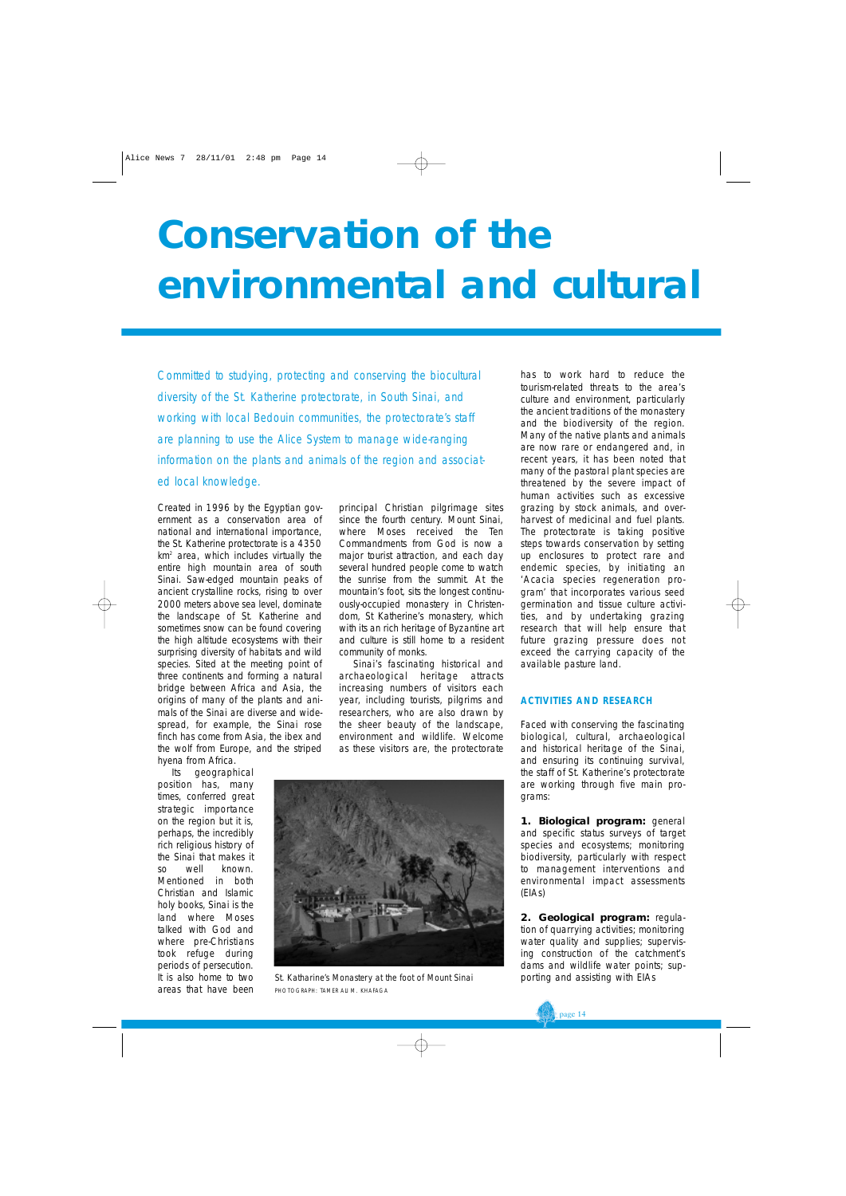# Conservation of the environmental and cultural

*Committed to studying, protecting and conserving the biocultural diversity of the St. Katherine protectorate, in South Sinai, and working with local Bedouin communities, the protectorate's staff are planning to use the Alice System to manage wide-ranging information on the plants and animals of the region and associated local knowledge.*

Created in 1996 by the Egyptian government as a conservation area of national and international importance, the St. Katherine protectorate is a 4350 km$^2$ area, which includes virtually the entire high mountain area of south Sinai. Saw-edged mountain peaks of ancient crystalline rocks, rising to over 2000 meters above sea level, dominate the landscape of St. Katherine and sometimes snow can be found covering the high altitude ecosystems with their surprising diversity of habitats and wild species. Sited at the meeting point of three continents and forming a natural bridge between Africa and Asia, the origins of many of the plants and animals of the Sinai are diverse and widespread, for example, the Sinai rose finch has come from Asia, the ibex and the wolf from Europe, and the striped hyena from Africa.

Its geographical position has, many times, conferred great strategic importance on the region but it is, perhaps, the incredibly rich religious history of the Sinai that makes it so well known. Mentioned in both Christian and Islamic holy books, Sinai is the land where Moses talked with God and where pre-Christians took refuge during periods of persecution. It is also home to two areas that have been principal Christian pilgrimage sites since the fourth century. Mount Sinai, where Moses received the Ten Commandments from God is now a major tourist attraction, and each day several hundred people come to watch the sunrise from the summit. At the mountain's foot, sits the longest continuously-occupied monastery in Christendom, St Katherine's monastery, which with its an rich heritage of Byzantine art and culture is still home to a resident community of monks.

Sinai's fascinating historical and archaeological heritage attracts increasing numbers of visitors each year, including tourists, pilgrims and researchers, who are also drawn by the sheer beauty of the landscape, environment and wildlife. Welcome as these visitors are, the protectorate has to work hard to reduce the tourism-related threats to the area's culture and environment, particularly the ancient traditions of the monastery and the biodiversity of the region. Many of the native plants and animals are now rare or endangered and, in recent years, it has been noted that many of the pastoral plant species are threatened by the severe impact of human activities such as excessive grazing by stock animals, and overharvest of medicinal and fuel plants. The protectorate is taking positive steps towards conservation by setting up enclosures to protect rare and endemic species, by initiating an 'Acacia species regeneration program' that incorporates various seed germination and tissue culture activities, and by undertaking grazing research that will help ensure that future grazing pressure does not exceed the carrying capacity of the available pasture land.

St. Katharine's Monastery at the foot of Mount Sinai
PHOTOGRAPH: TAMER ALIM. KHAFAGA

## ACTIVITIES AND RESEARCH

Faced with conserving the fascinating biological, cultural, archaeological and historical heritage of the Sinai, and ensuring its continuing survival, the staff of St. Katherine's protectorate are working through five main programs:

**1. Biological program:** general and specific status surveys of target species and ecosystems; monitoring biodiversity, particularly with respect to management interventions and environmental impact assessments (EIAs)

**2. Geological program:** regulation of quarrying activities; monitoring water quality and supplies; supervising construction of the catchment's dams and wildlife water points; supporting and assisting with EIAs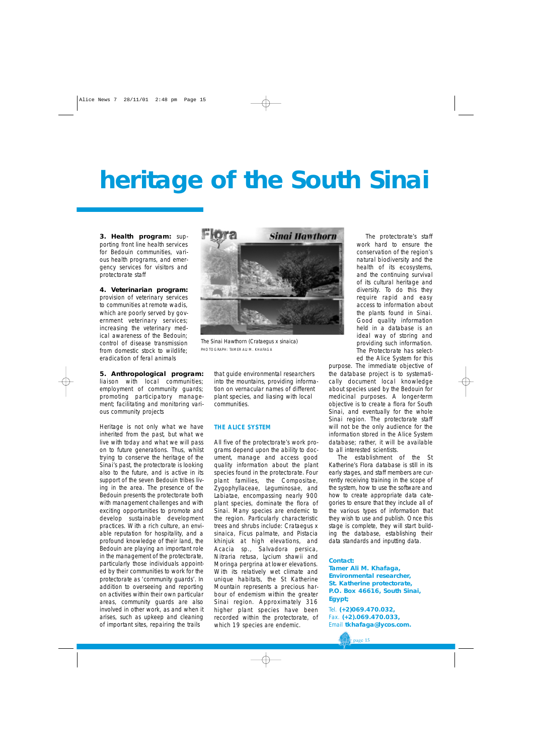# heritage of the South Sinai

**3. Health program:** supporting front line health services for Bedouin communities, various health programs, and emergency services for visitors and protectorate staff

**4. Veterinarian program:** provision of veterinary services to communities at remote wadis, which are poorly served by government veterinary services; increasing the veterinary medical awareness of the Bedouin; control of disease transmission from domestic stock to wildlife; eradication of feral animals

**5. Anthropological program:** liaison with local communities; employment of community guards; promoting participatory management; facilitating and monitoring various community projects

Heritage is not only what we have inherited from the past, but what we live with today and what we will pass on to future generations. Thus, whilst trying to conserve the heritage of the Sinai's past, the protectorate is looking also to the future, and is active in its support of the seven Bedouin tribes living in the area. The presence of the Bedouin presents the protectorate both with management challenges and with exciting opportunities to promote and develop sustainable development practices. With a rich culture, an enviable reputation for hospitality, and a profound knowledge of their land, the Bedouin are playing an important role in the management of the protectorate, particularly those individuals appointed by their communities to work for the protectorate as 'community guards'. In addition to overseeing and reporting on activities within their own particular areas, community guards are also involved in other work, as and when it arises, such as upkeep and cleaning of important sites, repairing the trails that guide environmental researchers into the mountains, providing information on vernacular names of different plant species, and liasing with local communities.

The Sinai Hawthorn (Crataegus x sinaica)
PHOTOGRAPH: TAMER ALI M. KHAFAGA

## THE ALICE SYSTEM

All five of the protectorate's work programs depend upon the ability to document, manage and access good quality information about the plant species found in the protectorate. Four plant families, the Compositae, Zygophyllaceae, Leguminosae, and Labiatae, encompassing nearly 900 plant species, dominate the flora of Sinai. Many species are endemic to the region. Particularly characteristic trees and shrubs include: Crataegus x sinaica, Ficus palmate, and Pistacia khinjuk at high elevations, and Acacia sp., Salvadora persica, Nitraria retusa, Lycium shawii and Moringa pergrina at lower elevations. With its relatively wet climate and unique habitats, the St Katherine Mountain represents a precious harbour of endemism within the greater Sinai region. Approximately 316 higher plant species have been recorded within the protectorate, of which 19 species are endemic.

The protectorate's staff work hard to ensure the conservation of the region's natural biodiversity and the health of its ecosystems, and the continuing survival of its cultural heritage and diversity. To do this they require rapid and easy access to information about the plants found in Sinai. Good quality information held in a database is an ideal way of storing and providing such information. The Protectorate has selected the Alice System for this purpose. The immediate objective of the database project is to systematically document local knowledge about species used by the Bedouin for medicinal purposes. A longer-term objective is to create a flora for South Sinai, and eventually for the whole Sinai region. The protectorate staff will not be the only audience for the information stored in the Alice System database; rather, it will be available to all interested scientists.

The establishment of the St Katherine's Flora database is still in its early stages, and staff members are currently receiving training in the scope of the system, how to use the software and how to create appropriate data categories to ensure that they include all of the various types of information that they wish to use and publish. Once this stage is complete, they will start building the database, establishing their data standards and inputting data.

**Contact:**
**Tamer Ali M. Khafaga,**
**Environmental researcher,**
**St. Katherine protectorate,**
**P.O. Box 46616, South Sinai,**
**Egypt;**

Tel. **(+2)069.470.032,**
Fax. **(+2).069.470.033,**
Email **tkhafaga@lycos.com.**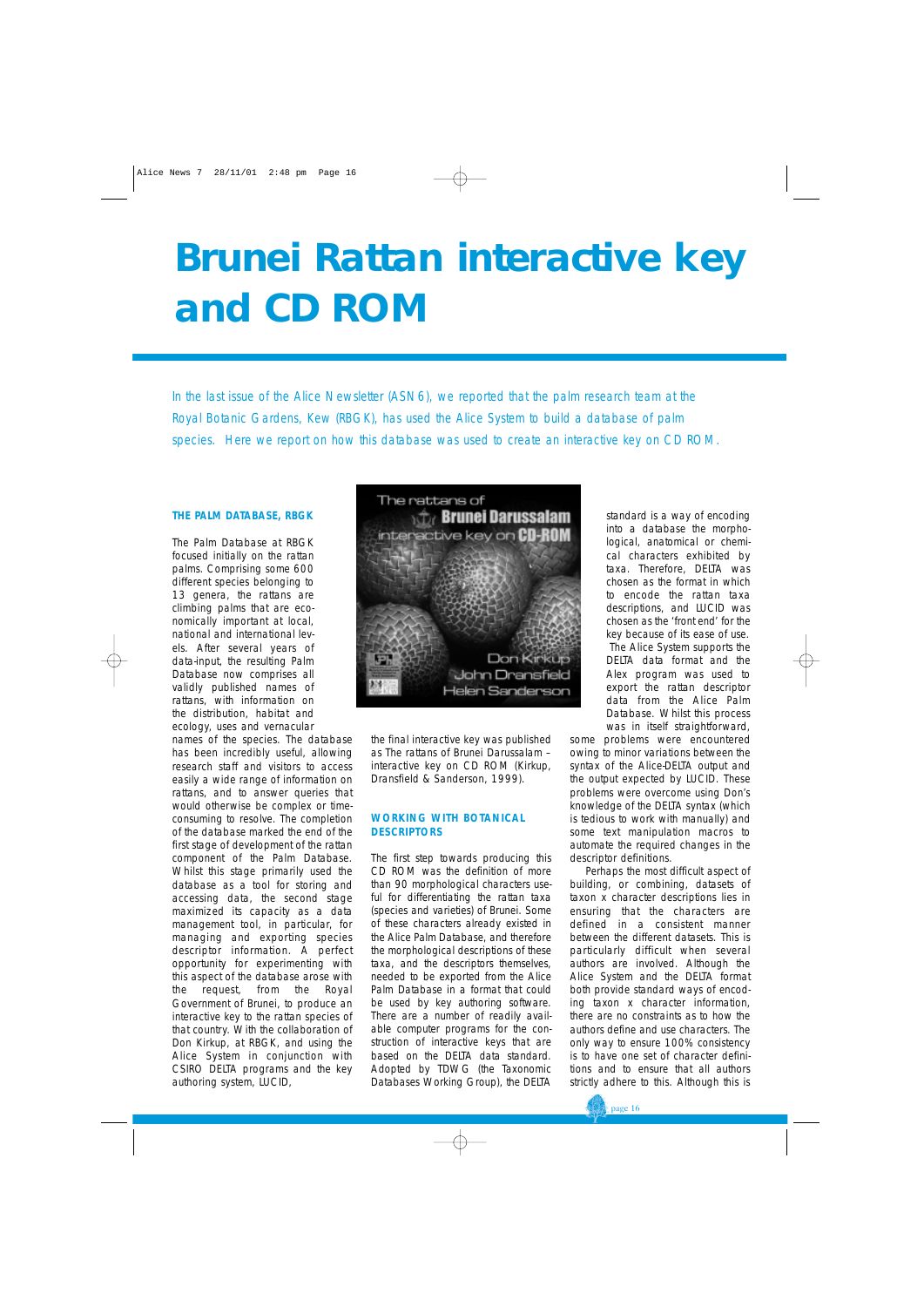# Brunei Rattan interactive key and CD ROM

*In the last issue of the Alice Newsletter (ASN 6), we reported that the palm research team at the Royal Botanic Gardens, Kew (RBGK), has used the Alice System to build a database of palm species. Here we report on how this database was used to create an interactive key on CD ROM.*

### THE PALM DATABASE, RBGK

The Palm Database at RBGK focused initially on the rattan palms. Comprising some 600 different species belonging to 13 genera, the rattans are climbing palms that are economically important at local, national and international levels. After several years of data-input, the resulting Palm Database now comprises all validly published names of rattans, with information on the distribution, habitat and ecology, uses and vernacular names of the species. The database has been incredibly useful, allowing research staff and visitors to access easily a wide range of information on rattans, and to answer queries that would otherwise be complex or time-consuming to resolve. The completion of the database marked the end of the first stage of development of the rattan component of the Palm Database. Whilst this stage primarily used the database as a tool for storing and accessing data, the second stage maximized its capacity as a data management tool, in particular, for managing and exporting species descriptor information. A perfect opportunity for experimenting with this aspect of the database arose with the request, from the Royal Government of Brunei, to produce an interactive key to the rattan species of that country. With the collaboration of Don Kirkup, at RBGK, and using the Alice System in conjunction with CSIRO DELTA programs and the key authoring system, LUCID, the final interactive key was published as The rattans of Brunei Darussalam – interactive key on CD ROM (Kirkup, Dransfield & Sanderson, 1999).

### WORKING WITH BOTANICAL DESCRIPTORS

The first step towards producing this CD ROM was the definition of more than 90 morphological characters useful for differentiating the rattan taxa (species and varieties) of Brunei. Some of these characters already existed in the Alice Palm Database, and therefore the morphological descriptions of these taxa, and the descriptors themselves, needed to be exported from the Alice Palm Database in a format that could be used by key authoring software. There are a number of readily available computer programs for the construction of interactive keys that are based on the DELTA data standard. Adopted by TDWG (the Taxonomic Databases Working Group), the DELTA standard is a way of encoding into a database the morphological, anatomical or chemical characters exhibited by taxa. Therefore, DELTA was chosen as the format in which to encode the rattan taxa descriptions, and LUCID was chosen as the 'front end' for the key because of its ease of use. The Alice System supports the DELTA data format and the Alex program was used to export the rattan descriptor data from the Alice Palm Database. Whilst this process was in itself straightforward, some problems were encountered owing to minor variations between the syntax of the Alice-DELTA output and the output expected by LUCID. These problems were overcome using Don's knowledge of the DELTA syntax (which is tedious to work with manually) and some text manipulation macros to automate the required changes in the descriptor definitions.

Perhaps the most difficult aspect of building, or combining, datasets of taxon x character descriptions lies in ensuring that the characters are defined in a consistent manner between the different datasets. This is particularly difficult when several authors are involved. Although the Alice System and the DELTA format both provide standard ways of encoding taxon x character information, there are no constraints as to how the authors define and use characters. The only way to ensure 100% consistency is to have one set of character definitions and to ensure that all authors strictly adhere to this. Although this is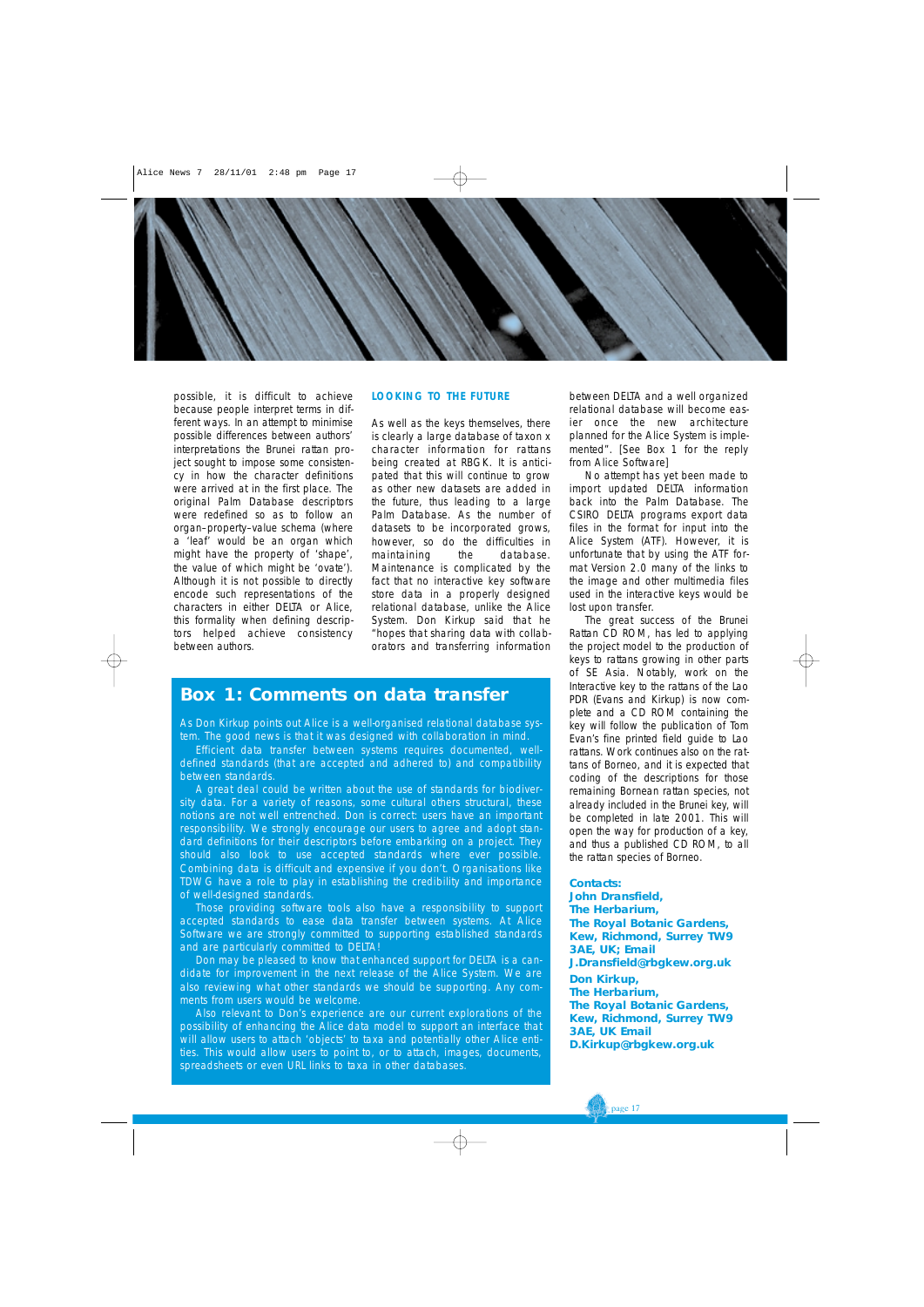possible, it is difficult to achieve because people interpret terms in different ways. In an attempt to minimise possible differences between authors' interpretations the Brunei rattan project sought to impose some consistency in how the character definitions were arrived at in the first place. The original Palm Database descriptors were redefined so as to follow an organ–property–value schema (where a 'leaf' would be an organ which might have the property of 'shape', the value of which might be 'ovate'). Although it is not possible to directly encode such representations of the characters in either DELTA or Alice, this formality when defining descriptors helped achieve consistency between authors.

## LOOKING TO THE FUTURE

As well as the keys themselves, there is clearly a large database of taxon x character information for rattans being created at RBGK. It is anticipated that this will continue to grow as other new datasets are added in the future, thus leading to a large Palm Database. As the number of datasets to be incorporated grows, however, so do the difficulties in maintaining the database. Maintenance is complicated by the fact that no interactive key software store data in a properly designed relational database, unlike the Alice System. Don Kirkup said that he "hopes that sharing data with collaborators and transferring information between DELTA and a well organized relational database will become easier once the new architecture planned for the Alice System is implemented". [See Box 1 for the reply from Alice Software]

No attempt has yet been made to import updated DELTA information back into the Palm Database. The CSIRO DELTA programs export data files in the format for input into the Alice System (ATF). However, it is unfortunate that by using the ATF format Version 2.0 many of the links to the image and other multimedia files used in the interactive keys would be lost upon transfer.

The great success of the Brunei Rattan CD ROM, has led to applying the project model to the production of keys to rattans growing in other parts of SE Asia. Notably, work on the Interactive key to the rattans of the Lao PDR (Evans and Kirkup) is now complete and a CD ROM containing the key will follow the publication of Tom Evan's fine printed field guide to Lao rattans. Work continues also on the rattans of Borneo, and it is expected that coding of the descriptions for those remaining Bornean rattan species, not already included in the Brunei key, will be completed in late 2001. This will open the way for production of a key, and thus a published CD ROM, to all the rattan species of Borneo.

## Box 1: Comments on data transfer

As Don Kirkup points out Alice is a well-organised relational database system. The good news is that it was designed with collaboration in mind.

Efficient data transfer between systems requires documented, well-defined standards (that are accepted and adhered to) and compatibility between standards.

A great deal could be written about the use of standards for biodiversity data. For a variety of reasons, some cultural others structural, these notions are not well entrenched. Don is correct: users have an important responsibility. We strongly encourage our users to agree and adopt standard definitions for their descriptors before embarking on a project. They should also look to use accepted standards where ever possible. Combining data is difficult and expensive if you don't. Organisations like TDWG have a role to play in establishing the credibility and importance of well-designed standards.

Those providing software tools also have a responsibility to support accepted standards to ease data transfer between systems. At Alice Software we are strongly committed to supporting established standards and are particularly committed to DELTA!

Don may be pleased to know that enhanced support for DELTA is a candidate for improvement in the next release of the Alice System. We are also reviewing what other standards we should be supporting. Any comments from users would be welcome.

Also relevant to Don's experience are our current explorations of the possibility of enhancing the Alice data model to support an interface that will allow users to attach 'objects' to taxa and potentially other Alice entities. This would allow users to point to, or to attach, images, documents, spreadsheets or even URL links to taxa in other databases.

**Contacts:**

**John Dransfield,**
**The Herbarium,**
**The Royal Botanic Gardens, Kew, Richmond, Surrey TW9 3AE, UK; Email J.Dransfield@rbgkew.org.uk**

**Don Kirkup,**
**The Herbarium,**
**The Royal Botanic Gardens, Kew, Richmond, Surrey TW9 3AE, UK Email D.Kirkup@rbgkew.org.uk**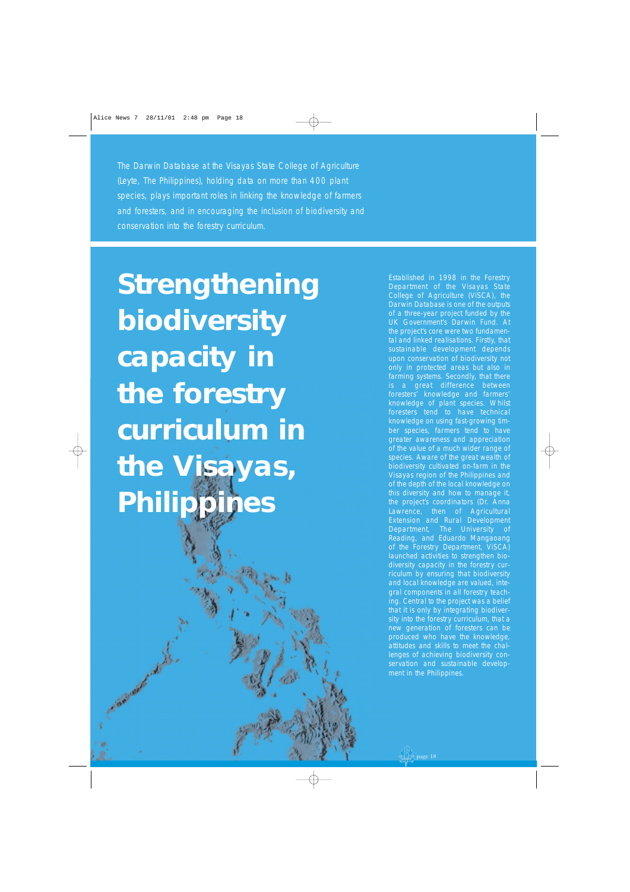The Darwin Database at the Visayas State College of Agriculture (Leyte, The Philippines), holding data on more than 400 plant species, plays important roles in linking the knowledge of farmers and foresters, and in encouraging the inclusion of biodiversity and conservation into the forestry curriculum.

# Strengthening biodiversity capacity in the forestry curriculum in the Visayas, Philippines

Established in 1998 in the Forestry Department of the Visayas State College of Agriculture (ViSCA), the Darwin Database is one of the outputs of a three-year project funded by the UK Government's Darwin Fund. At the project's core were two fundamental and linked realisations. Firstly, that sustainable development depends upon conservation of biodiversity not only in protected areas but also in farming systems. Secondly, that there is a great difference between foresters' knowledge and farmers' knowledge of plant species. Whilst foresters tend to have technical knowledge on using fast-growing timber species, farmers tend to have greater awareness and appreciation of the value of a much wider range of species. Aware of the great wealth of biodiversity cultivated on-farm in the Visayas region of the Philippines and of the depth of the local knowledge on this diversity and how to manage it, the project's coordinators (Dr. Anna Lawrence, then of Agricultural Extension and Rural Development Department, The University of Reading, and Eduardo Mangaoang of the Forestry Department, ViSCA) launched activities to strengthen biodiversity capacity in the forestry curriculum by ensuring that biodiversity and local knowledge are valued, integral components in all forestry teaching. Central to the project was a belief that it is only by integrating biodiversity into the forestry curriculum, that a new generation of foresters can be produced who have the knowledge, attitudes and skills to meet the challenges of achieving biodiversity conservation and sustainable development in the Philippines.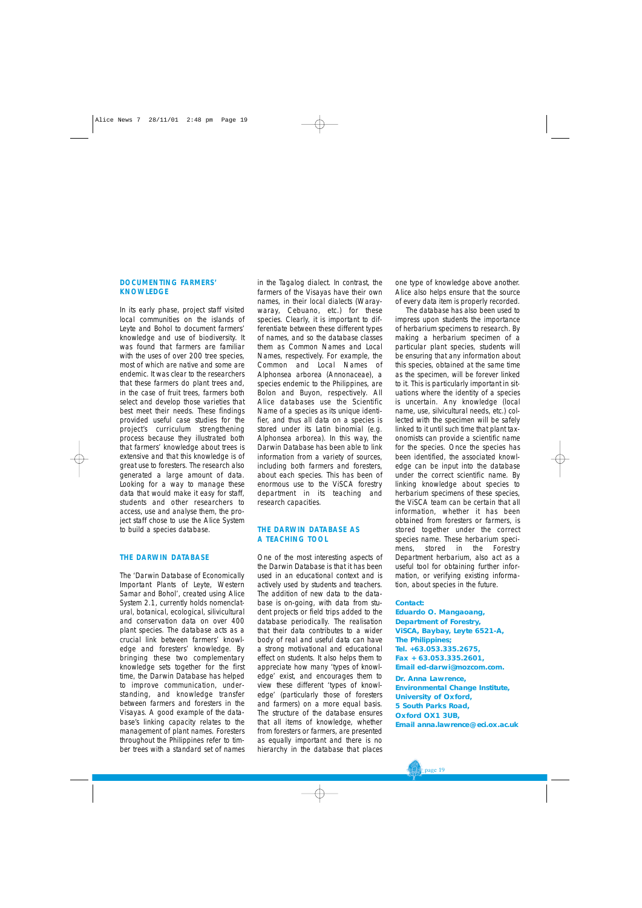## DOCUMENTING FARMERS' KNOWLEDGE

In its early phase, project staff visited local communities on the islands of Leyte and Bohol to document farmers' knowledge and use of biodiversity. It was found that farmers are familiar with the uses of over 200 tree species, most of which are native and some are endemic. It was clear to the researchers that these farmers do plant trees and, in the case of fruit trees, farmers both select and develop those varieties that best meet their needs. These findings provided useful case studies for the project's curriculum strengthening process because they illustrated both that farmers' knowledge about trees is extensive and that this knowledge is of great use to foresters. The research also generated a large amount of data. Looking for a way to manage these data that would make it easy for staff, students and other researchers to access, use and analyse them, the project staff chose to use the Alice System to build a species database.

## THE DARWIN DATABASE

The 'Darwin Database of Economically Important Plants of Leyte, Western Samar and Bohol', created using Alice System 2.1, currently holds nomenclatural, botanical, ecological, silvicultural and conservation data on over 400 plant species. The database acts as a crucial link between farmers' knowledge and foresters' knowledge. By bringing these two complementary knowledge sets together for the first time, the Darwin Database has helped to improve communication, understanding, and knowledge transfer between farmers and foresters in the Visayas. A good example of the database's linking capacity relates to the management of plant names. Foresters throughout the Philippines refer to timber trees with a standard set of names in the Tagalog dialect. In contrast, the farmers of the Visayas have their own names, in their local dialects (Waray-waray, Cebuano, etc.) for these species. Clearly, it is important to differentiate between these different types of names, and so the database classes them as Common Names and Local Names, respectively. For example, the Common and Local Names of *Alphonsea arborea* (Annonaceae), a species endemic to the Philippines, are Bolon and Buyon, respectively. All Alice databases use the Scientific Name of a species as its unique identifier, and thus all data on a species is stored under its Latin binomial (e.g. *Alphonsea arborea*). In this way, the Darwin Database has been able to link information from a variety of sources, including both farmers and foresters, about each species. This has been of enormous use to the ViSCA forestry department in its teaching and research capacities.

## THE DARWIN DATABASE AS A TEACHING TOOL

One of the most interesting aspects of the Darwin Database is that it has been used in an educational context and is actively used by students and teachers. The addition of new data to the database is on-going, with data from student projects or field trips added to the database periodically. The realisation that their data contributes to a wider body of real and useful data can have a strong motivational and educational effect on students. It also helps them to appreciate how many 'types of knowledge' exist, and encourages them to view these different 'types of knowledge' (particularly those of foresters and farmers) on a more equal basis. The structure of the database ensures that all items of knowledge, whether from foresters or farmers, are presented as equally important and there is no hierarchy in the database that places one type of knowledge above another. Alice also helps ensure that the source of every data item is properly recorded.

The database has also been used to impress upon students the importance of herbarium specimens to research. By making a herbarium specimen of a particular plant species, students will be ensuring that any information about this species, obtained at the same time as the specimen, will be forever linked to it. This is particularly important in situations where the identity of a species is uncertain. Any knowledge (local name, use, silvicultural needs, etc.) collected with the specimen will be safely linked to it until such time that plant taxonomists can provide a scientific name for the species. Once the species has been identified, the associated knowledge can be input into the database under the correct scientific name. By linking knowledge about species to herbarium specimens of these species, the ViSCA team can be certain that all information, whether it has been obtained from foresters or farmers, is stored together under the correct species name. These herbarium specimens, stored in the Forestry Department herbarium, also act as a useful tool for obtaining further information, or verifying existing information, about species in the future.

**Contact:**

**Eduardo O. Mangaoang,**
**Department of Forestry,**
**ViSCA, Baybay, Leyte 6521-A,**
**The Philippines;**
**Tel. +63.053.335.2675,**
**Fax +63.053.335.2601,**
**Email ed-darwi@mozcom.com.**

**Dr. Anna Lawrence,**
**Environmental Change Institute,**
**University of Oxford,**
**5 South Parks Road,**
**Oxford OX1 3UB,**
**Email anna.lawrence@eci.ox.ac.uk**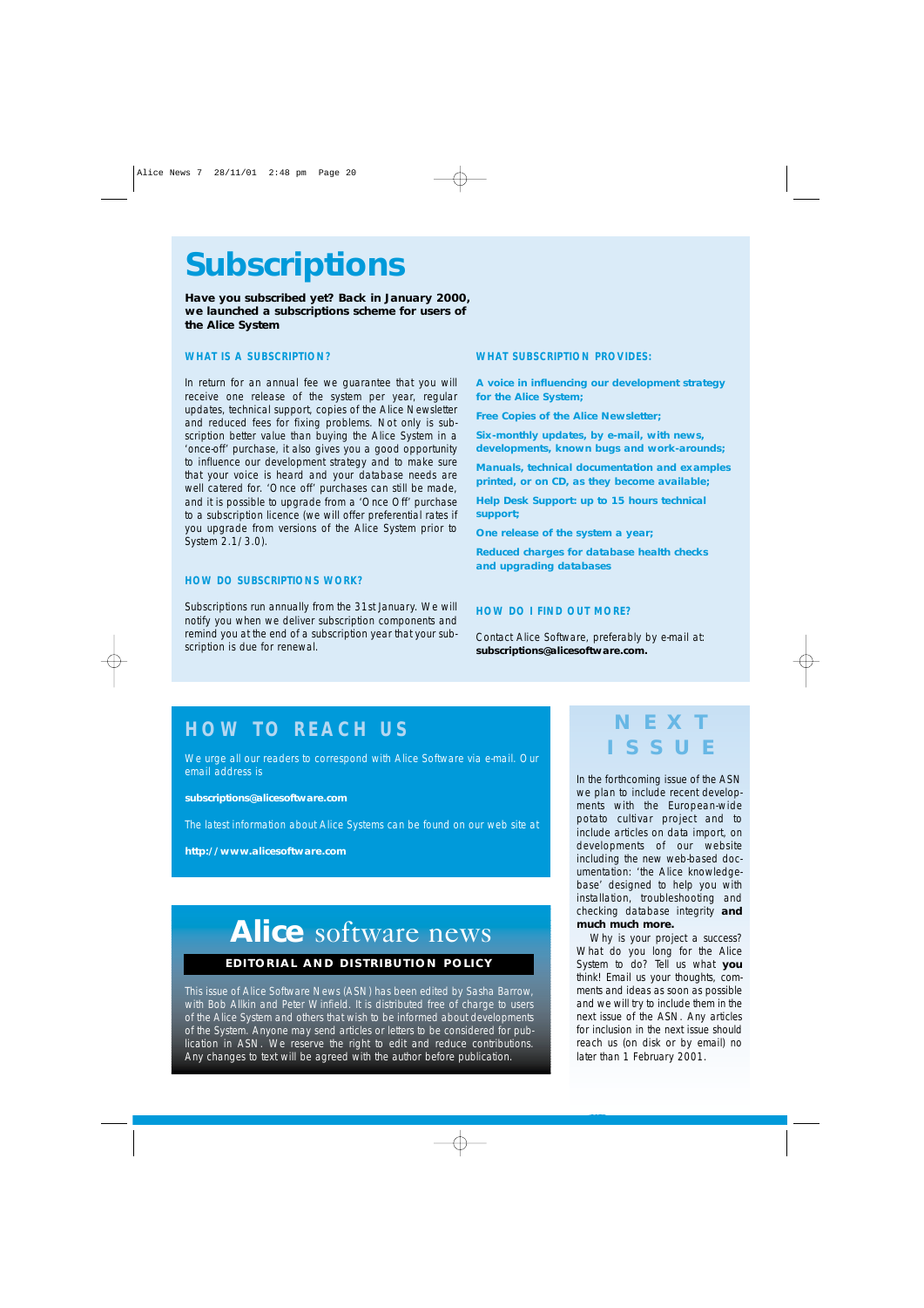# Subscriptions

**Have you subscribed yet? Back in January 2000, we launched a subscriptions scheme for users of the Alice System**

## WHAT IS A SUBSCRIPTION?

In return for an annual fee we guarantee that you will receive one release of the system per year, regular updates, technical support, copies of the Alice Newsletter and reduced fees for fixing problems. Not only is subscription better value than buying the Alice System in a 'once-off' purchase, it also gives you a good opportunity to influence our development strategy and to make sure that your voice is heard and your database needs are well catered for. 'Once off' purchases can still be made, and it is possible to upgrade from a 'Once Off' purchase to a subscription licence (we will offer preferential rates if you upgrade from versions of the Alice System prior to System 2.1/3.0).

## HOW DO SUBSCRIPTIONS WORK?

Subscriptions run annually from the 31st January. We will notify you when we deliver subscription components and remind you at the end of a subscription year that your subscription is due for renewal.

## WHAT SUBSCRIPTION PROVIDES:

**A voice in influencing our development strategy for the Alice System;**

**Free Copies of the Alice Newsletter;**

**Six-monthly updates, by e-mail, with news, developments, known bugs and work-arounds;**

**Manuals, technical documentation and examples printed, or on CD, as they become available;**

**Help Desk Support: up to 15 hours technical support;**

**One release of the system a year;**

**Reduced charges for database health checks and upgrading databases**

## HOW DO I FIND OUT MORE?

Contact Alice Software, preferably by e-mail at: **subscriptions@alicesoftware.com.**

## HOW TO REACH US

We urge all our readers to correspond with Alice Software via e-mail. Our email address is

**subscriptions@alicesoftware.com**

The latest information about Alice Systems can be found on our web site at

**http://www.alicesoftware.com**

## NEXT ISSUE

In the forthcoming issue of the ASN we plan to include recent developments with the European-wide potato cultivar project and to include articles on data import, on developments of our website including the new web-based documentation: 'the Alice knowledge-base' designed to help you with installation, troubleshooting and checking database integrity **and much much more.**

Why is your project a success? What do you long for the Alice System to do? Tell us what **you** think! Email us your thoughts, comments and ideas as soon as possible and we will try to include them in the next issue of the ASN. Any articles for inclusion in the next issue should reach us (on disk or by email) no later than 1 February 2001.

## Alice software news

### EDITORIAL AND DISTRIBUTION POLICY

This issue of Alice Software News (ASN) has been edited by Sasha Barrow, with Bob Allkin and Peter Winfield. It is distributed free of charge to users of the Alice System and others that wish to be informed about developments of the System. Anyone may send articles or letters to be considered for publication in ASN. We reserve the right to edit and reduce contributions. Any changes to text will be agreed with the author before publication.